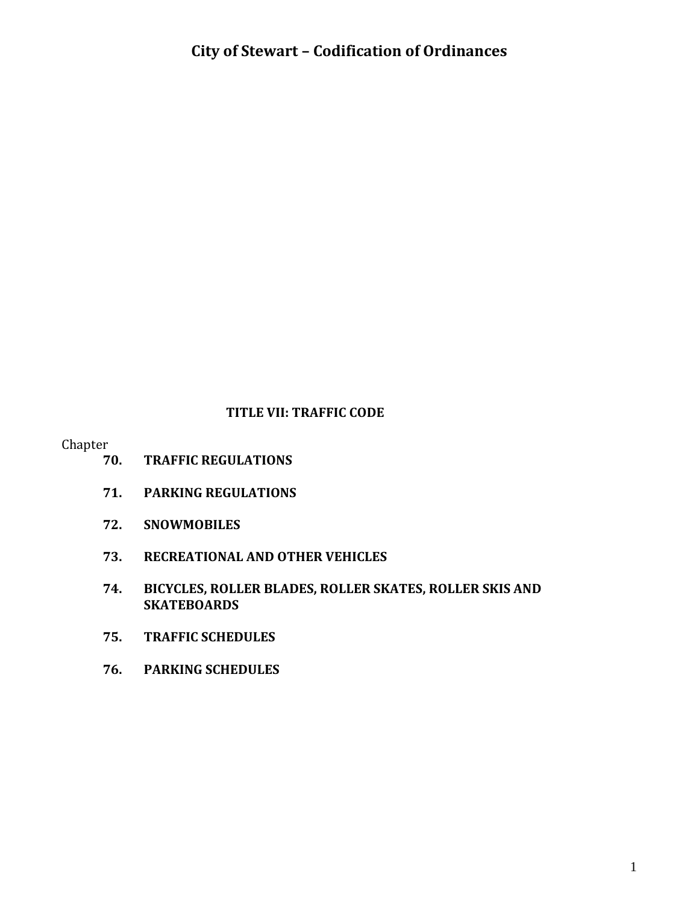# TITLE VII: TRAFFIC CODE

Chapter

**70. TRAFFIC REGULATIONS**

**71. PARKING REGULATIONS**

**72. SNOWMOBILES**

**73. RECREATIONAL AND OTHER VEHICLES**

**74. BICYCLES, ROLLER BLADES, ROLLER SKATES, ROLLER SKIS AND SKATEBOARDS**

**75. TRAFFIC SCHEDULES**

**76. PARKING SCHEDULES**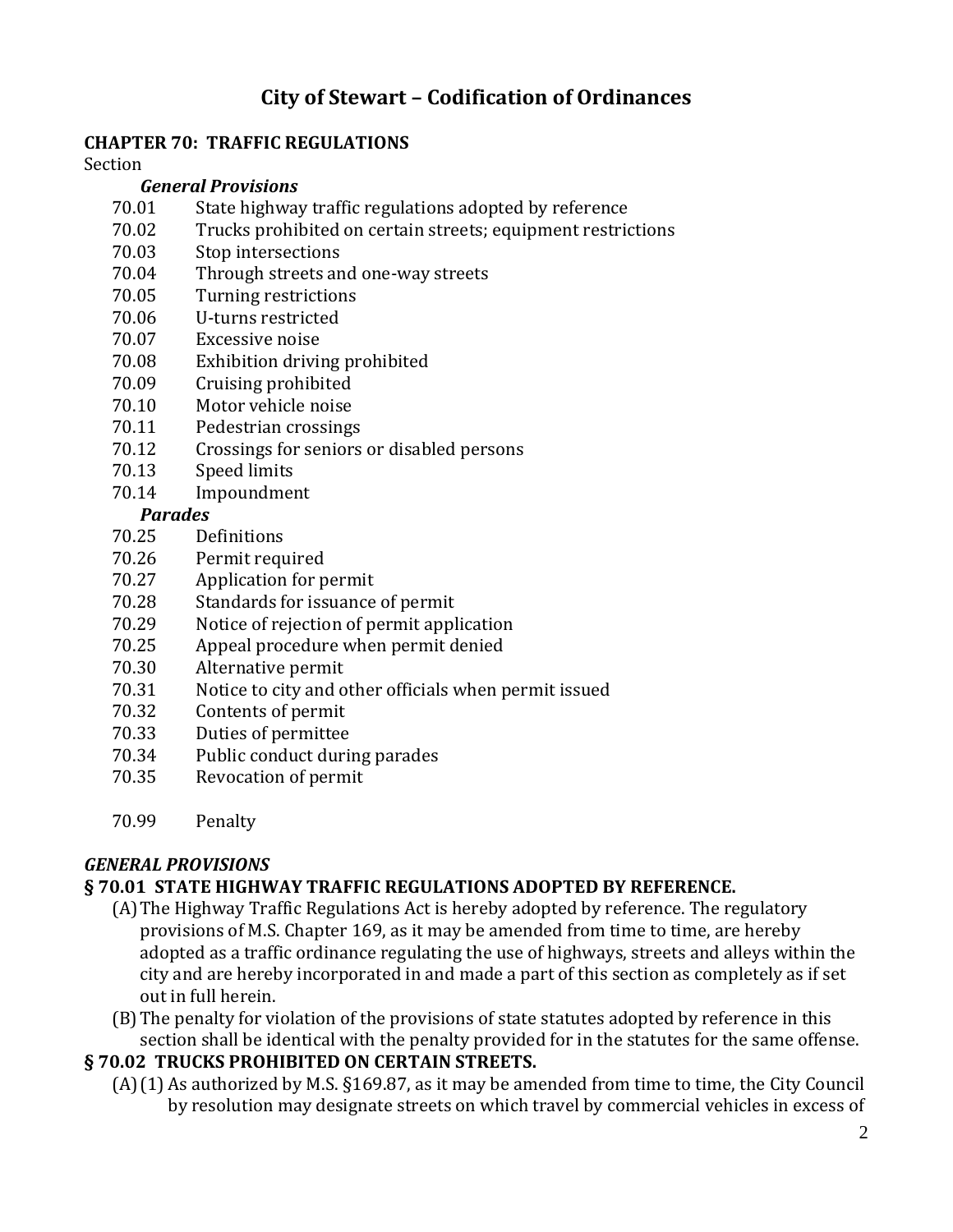# City of Stewart – Codification of Ordinances

## CHAPTER 70: TRAFFIC REGULATIONS

Section

***General Provisions***

| | |
|---|---|
| 70.01 | State highway traffic regulations adopted by reference |
| 70.02 | Trucks prohibited on certain streets; equipment restrictions |
| 70.03 | Stop intersections |
| 70.04 | Through streets and one-way streets |
| 70.05 | Turning restrictions |
| 70.06 | U-turns restricted |
| 70.07 | Excessive noise |
| 70.08 | Exhibition driving prohibited |
| 70.09 | Cruising prohibited |
| 70.10 | Motor vehicle noise |
| 70.11 | Pedestrian crossings |
| 70.12 | Crossings for seniors or disabled persons |
| 70.13 | Speed limits |
| 70.14 | Impoundment |

***Parades***

| | |
|---|---|
| 70.25 | Definitions |
| 70.26 | Permit required |
| 70.27 | Application for permit |
| 70.28 | Standards for issuance of permit |
| 70.29 | Notice of rejection of permit application |
| 70.25 | Appeal procedure when permit denied |
| 70.30 | Alternative permit |
| 70.31 | Notice to city and other officials when permit issued |
| 70.32 | Contents of permit |
| 70.33 | Duties of permittee |
| 70.34 | Public conduct during parades |
| 70.35 | Revocation of permit |
| | |
| 70.99 | Penalty |

***GENERAL PROVISIONS***

### § 70.01 STATE HIGHWAY TRAFFIC REGULATIONS ADOPTED BY REFERENCE.

(A) The Highway Traffic Regulations Act is hereby adopted by reference. The regulatory provisions of M.S. Chapter 169, as it may be amended from time to time, are hereby adopted as a traffic ordinance regulating the use of highways, streets and alleys within the city and are hereby incorporated in and made a part of this section as completely as if set out in full herein.

(B) The penalty for violation of the provisions of state statutes adopted by reference in this section shall be identical with the penalty provided for in the statutes for the same offense.

### § 70.02 TRUCKS PROHIBITED ON CERTAIN STREETS.

(A) (1) As authorized by M.S. §169.87, as it may be amended from time to time, the City Council by resolution may designate streets on which travel by commercial vehicles in excess of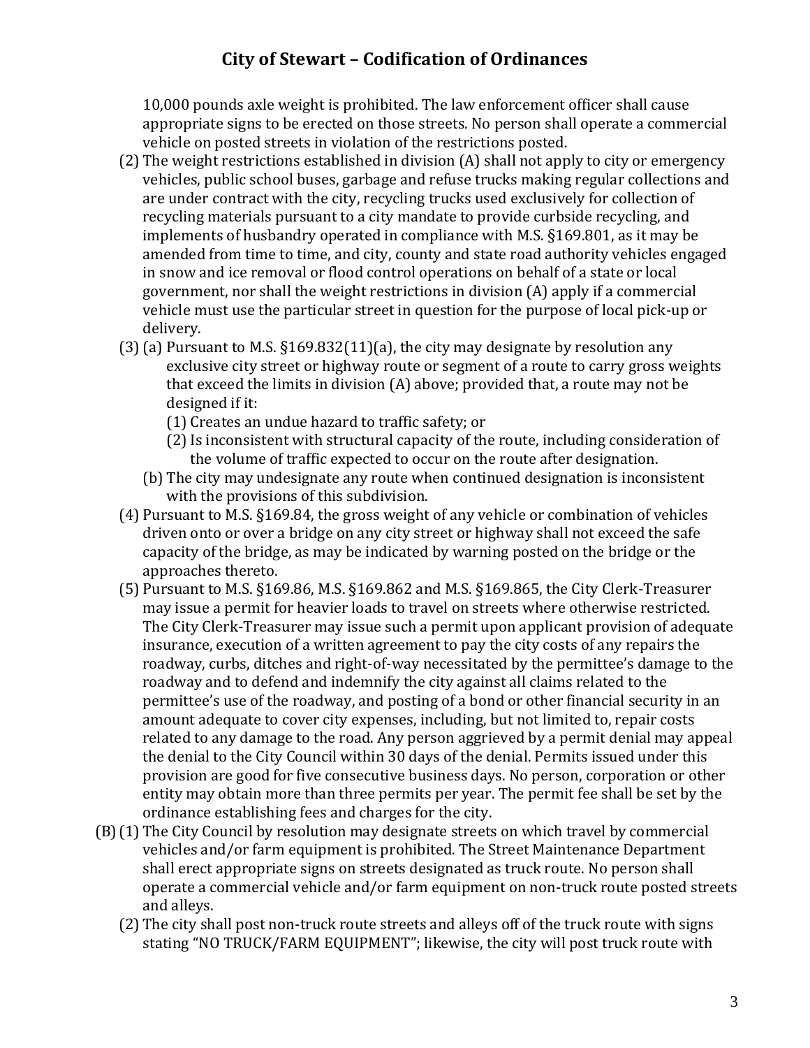10,000 pounds axle weight is prohibited. The law enforcement officer shall cause appropriate signs to be erected on those streets. No person shall operate a commercial vehicle on posted streets in violation of the restrictions posted.

(2) The weight restrictions established in division (A) shall not apply to city or emergency vehicles, public school buses, garbage and refuse trucks making regular collections and are under contract with the city, recycling trucks used exclusively for collection of recycling materials pursuant to a city mandate to provide curbside recycling, and implements of husbandry operated in compliance with M.S. §169.801, as it may be amended from time to time, and city, county and state road authority vehicles engaged in snow and ice removal or flood control operations on behalf of a state or local government, nor shall the weight restrictions in division (A) apply if a commercial vehicle must use the particular street in question for the purpose of local pick-up or delivery.

(3) (a) Pursuant to M.S. §169.832(11)(a), the city may designate by resolution any exclusive city street or highway route or segment of a route to carry gross weights that exceed the limits in division (A) above; provided that, a route may not be designed if it:

(1) Creates an undue hazard to traffic safety; or

(2) Is inconsistent with structural capacity of the route, including consideration of the volume of traffic expected to occur on the route after designation.

(b) The city may undesignate any route when continued designation is inconsistent with the provisions of this subdivision.

(4) Pursuant to M.S. §169.84, the gross weight of any vehicle or combination of vehicles driven onto or over a bridge on any city street or highway shall not exceed the safe capacity of the bridge, as may be indicated by warning posted on the bridge or the approaches thereto.

(5) Pursuant to M.S. §169.86, M.S. §169.862 and M.S. §169.865, the City Clerk-Treasurer may issue a permit for heavier loads to travel on streets where otherwise restricted. The City Clerk-Treasurer may issue such a permit upon applicant provision of adequate insurance, execution of a written agreement to pay the city costs of any repairs the roadway, curbs, ditches and right-of-way necessitated by the permittee's damage to the roadway and to defend and indemnify the city against all claims related to the permittee's use of the roadway, and posting of a bond or other financial security in an amount adequate to cover city expenses, including, but not limited to, repair costs related to any damage to the road. Any person aggrieved by a permit denial may appeal the denial to the City Council within 30 days of the denial. Permits issued under this provision are good for five consecutive business days. No person, corporation or other entity may obtain more than three permits per year. The permit fee shall be set by the ordinance establishing fees and charges for the city.

(B) (1) The City Council by resolution may designate streets on which travel by commercial vehicles and/or farm equipment is prohibited. The Street Maintenance Department shall erect appropriate signs on streets designated as truck route. No person shall operate a commercial vehicle and/or farm equipment on non-truck route posted streets and alleys.

(2) The city shall post non-truck route streets and alleys off of the truck route with signs stating "NO TRUCK/FARM EQUIPMENT"; likewise, the city will post truck route with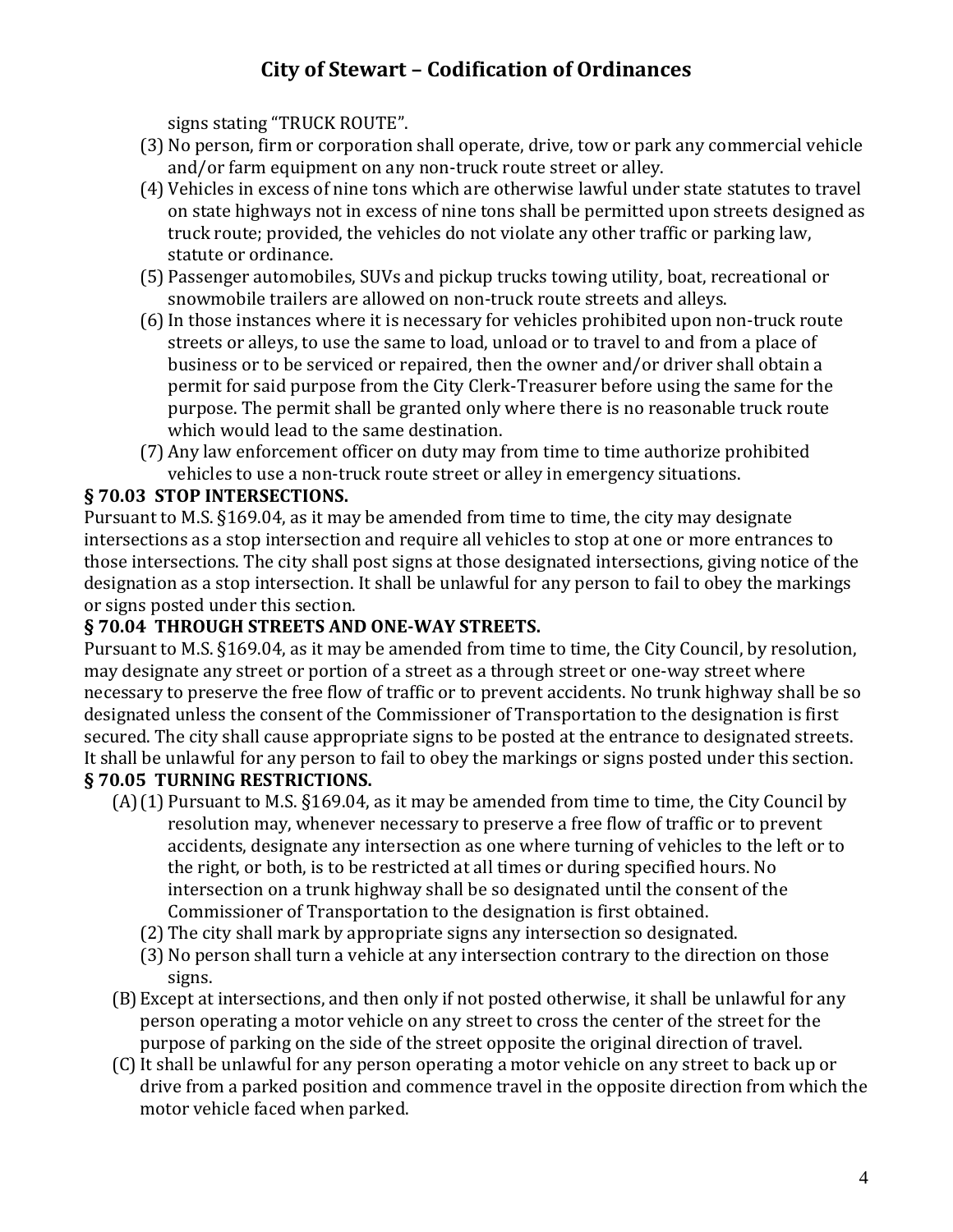signs stating "TRUCK ROUTE".

(3) No person, firm or corporation shall operate, drive, tow or park any commercial vehicle and/or farm equipment on any non-truck route street or alley.

(4) Vehicles in excess of nine tons which are otherwise lawful under state statutes to travel on state highways not in excess of nine tons shall be permitted upon streets designed as truck route; provided, the vehicles do not violate any other traffic or parking law, statute or ordinance.

(5) Passenger automobiles, SUVs and pickup trucks towing utility, boat, recreational or snowmobile trailers are allowed on non-truck route streets and alleys.

(6) In those instances where it is necessary for vehicles prohibited upon non-truck route streets or alleys, to use the same to load, unload or to travel to and from a place of business or to be serviced or repaired, then the owner and/or driver shall obtain a permit for said purpose from the City Clerk-Treasurer before using the same for the purpose. The permit shall be granted only where there is no reasonable truck route which would lead to the same destination.

(7) Any law enforcement officer on duty may from time to time authorize prohibited vehicles to use a non-truck route street or alley in emergency situations.

**§ 70.03 STOP INTERSECTIONS.**

Pursuant to M.S. §169.04, as it may be amended from time to time, the city may designate intersections as a stop intersection and require all vehicles to stop at one or more entrances to those intersections. The city shall post signs at those designated intersections, giving notice of the designation as a stop intersection. It shall be unlawful for any person to fail to obey the markings or signs posted under this section.

**§ 70.04 THROUGH STREETS AND ONE-WAY STREETS.**

Pursuant to M.S. §169.04, as it may be amended from time to time, the City Council, by resolution, may designate any street or portion of a street as a through street or one-way street where necessary to preserve the free flow of traffic or to prevent accidents. No trunk highway shall be so designated unless the consent of the Commissioner of Transportation to the designation is first secured. The city shall cause appropriate signs to be posted at the entrance to designated streets. It shall be unlawful for any person to fail to obey the markings or signs posted under this section.

**§ 70.05 TURNING RESTRICTIONS.**

(A) (1) Pursuant to M.S. §169.04, as it may be amended from time to time, the City Council by resolution may, whenever necessary to preserve a free flow of traffic or to prevent accidents, designate any intersection as one where turning of vehicles to the left or to the right, or both, is to be restricted at all times or during specified hours. No intersection on a trunk highway shall be so designated until the consent of the Commissioner of Transportation to the designation is first obtained.

(2) The city shall mark by appropriate signs any intersection so designated.

(3) No person shall turn a vehicle at any intersection contrary to the direction on those signs.

(B) Except at intersections, and then only if not posted otherwise, it shall be unlawful for any person operating a motor vehicle on any street to cross the center of the street for the purpose of parking on the side of the street opposite the original direction of travel.

(C) It shall be unlawful for any person operating a motor vehicle on any street to back up or drive from a parked position and commence travel in the opposite direction from which the motor vehicle faced when parked.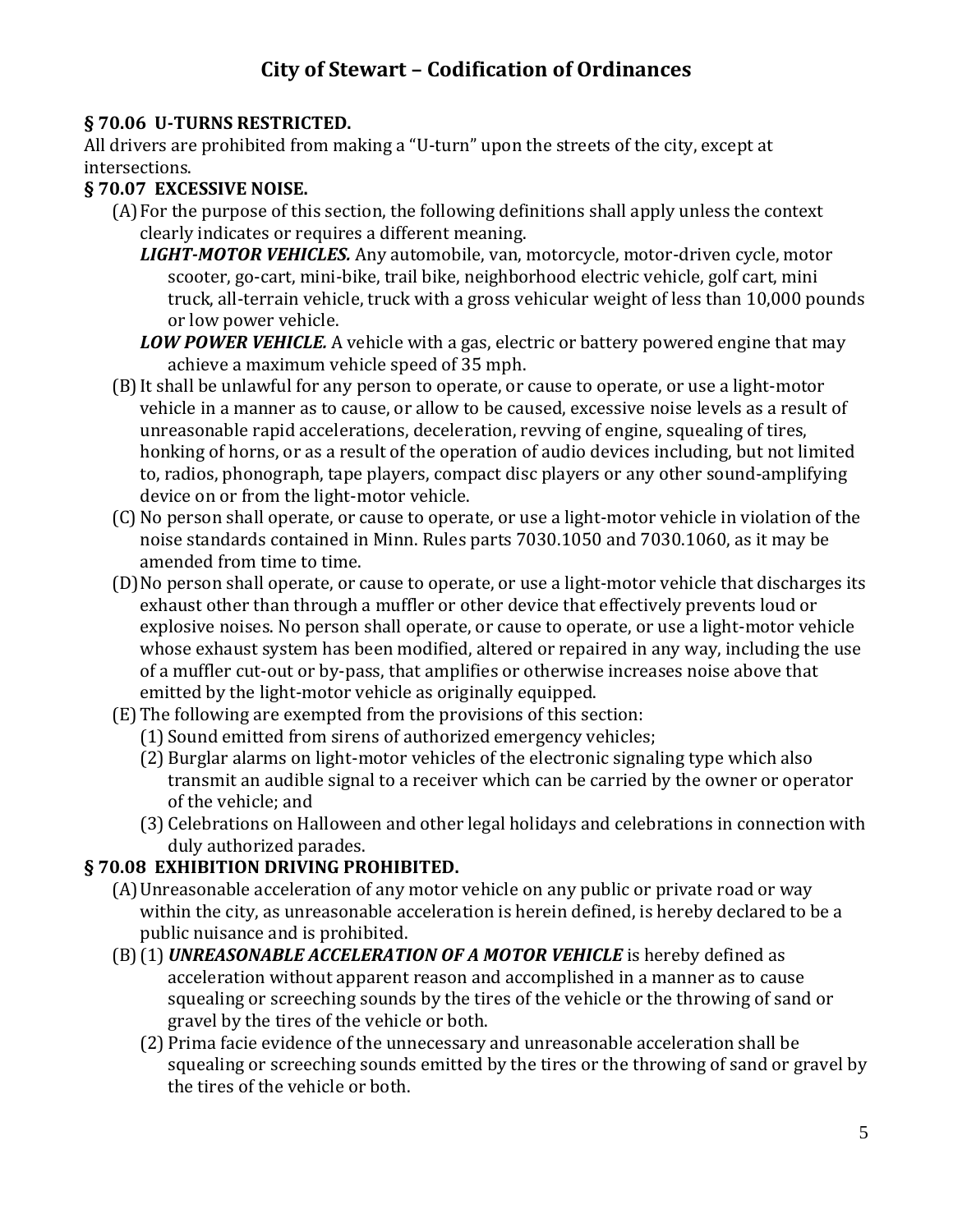# City of Stewart – Codification of Ordinances

### § 70.06 U-TURNS RESTRICTED.

All drivers are prohibited from making a "U-turn" upon the streets of the city, except at intersections.

### § 70.07 EXCESSIVE NOISE.

(A) For the purpose of this section, the following definitions shall apply unless the context clearly indicates or requires a different meaning.

*__LIGHT-MOTOR VEHICLES.__* Any automobile, van, motorcycle, motor-driven cycle, motor scooter, go-cart, mini-bike, trail bike, neighborhood electric vehicle, golf cart, mini truck, all-terrain vehicle, truck with a gross vehicular weight of less than 10,000 pounds or low power vehicle.

*__LOW POWER VEHICLE.__* A vehicle with a gas, electric or battery powered engine that may achieve a maximum vehicle speed of 35 mph.

(B) It shall be unlawful for any person to operate, or cause to operate, or use a light-motor vehicle in a manner as to cause, or allow to be caused, excessive noise levels as a result of unreasonable rapid accelerations, deceleration, revving of engine, squealing of tires, honking of horns, or as a result of the operation of audio devices including, but not limited to, radios, phonograph, tape players, compact disc players or any other sound-amplifying device on or from the light-motor vehicle.

(C) No person shall operate, or cause to operate, or use a light-motor vehicle in violation of the noise standards contained in Minn. Rules parts 7030.1050 and 7030.1060, as it may be amended from time to time.

(D) No person shall operate, or cause to operate, or use a light-motor vehicle that discharges its exhaust other than through a muffler or other device that effectively prevents loud or explosive noises. No person shall operate, or cause to operate, or use a light-motor vehicle whose exhaust system has been modified, altered or repaired in any way, including the use of a muffler cut-out or by-pass, that amplifies or otherwise increases noise above that emitted by the light-motor vehicle as originally equipped.

(E) The following are exempted from the provisions of this section:

(1) Sound emitted from sirens of authorized emergency vehicles;

(2) Burglar alarms on light-motor vehicles of the electronic signaling type which also transmit an audible signal to a receiver which can be carried by the owner or operator of the vehicle; and

(3) Celebrations on Halloween and other legal holidays and celebrations in connection with duly authorized parades.

### § 70.08 EXHIBITION DRIVING PROHIBITED.

(A) Unreasonable acceleration of any motor vehicle on any public or private road or way within the city, as unreasonable acceleration is herein defined, is hereby declared to be a public nuisance and is prohibited.

(B) (1) *__UNREASONABLE ACCELERATION OF A MOTOR VEHICLE__* is hereby defined as acceleration without apparent reason and accomplished in a manner as to cause squealing or screeching sounds by the tires of the vehicle or the throwing of sand or gravel by the tires of the vehicle or both.

(2) Prima facie evidence of the unnecessary and unreasonable acceleration shall be squealing or screeching sounds emitted by the tires or the throwing of sand or gravel by the tires of the vehicle or both.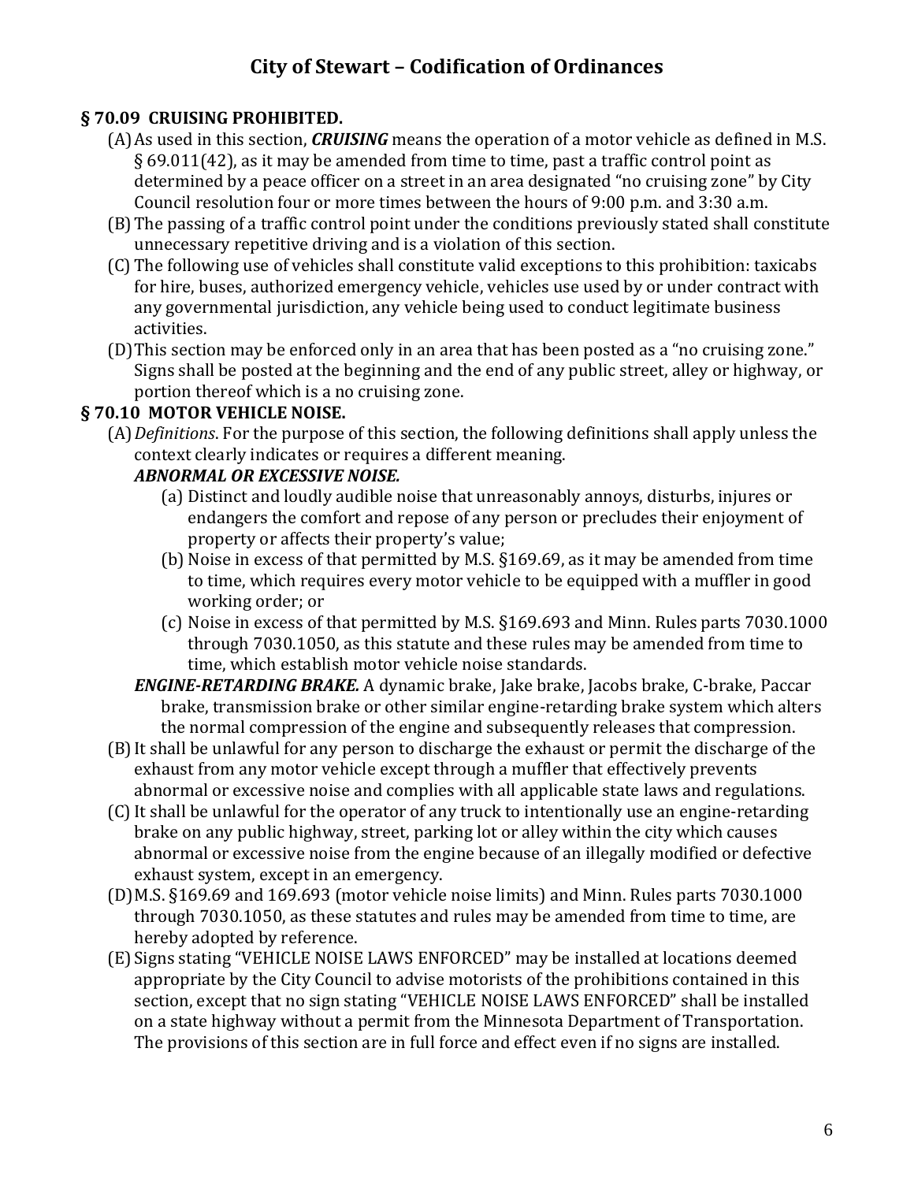# City of Stewart – Codification of Ordinances

## § 70.09 CRUISING PROHIBITED.

(A) As used in this section, ***CRUISING*** means the operation of a motor vehicle as defined in M.S. § 69.011(42), as it may be amended from time to time, past a traffic control point as determined by a peace officer on a street in an area designated "no cruising zone" by City Council resolution four or more times between the hours of 9:00 p.m. and 3:30 a.m.

(B) The passing of a traffic control point under the conditions previously stated shall constitute unnecessary repetitive driving and is a violation of this section.

(C) The following use of vehicles shall constitute valid exceptions to this prohibition: taxicabs for hire, buses, authorized emergency vehicle, vehicles use used by or under contract with any governmental jurisdiction, any vehicle being used to conduct legitimate business activities.

(D) This section may be enforced only in an area that has been posted as a "no cruising zone." Signs shall be posted at the beginning and the end of any public street, alley or highway, or portion thereof which is a no cruising zone.

## § 70.10 MOTOR VEHICLE NOISE.

(A) *Definitions*. For the purpose of this section, the following definitions shall apply unless the context clearly indicates or requires a different meaning.

***ABNORMAL OR EXCESSIVE NOISE.***

(a) Distinct and loudly audible noise that unreasonably annoys, disturbs, injures or endangers the comfort and repose of any person or precludes their enjoyment of property or affects their property's value;

(b) Noise in excess of that permitted by M.S. §169.69, as it may be amended from time to time, which requires every motor vehicle to be equipped with a muffler in good working order; or

(c) Noise in excess of that permitted by M.S. §169.693 and Minn. Rules parts 7030.1000 through 7030.1050, as this statute and these rules may be amended from time to time, which establish motor vehicle noise standards.

***ENGINE-RETARDING BRAKE.*** A dynamic brake, Jake brake, Jacobs brake, C-brake, Paccar brake, transmission brake or other similar engine-retarding brake system which alters the normal compression of the engine and subsequently releases that compression.

(B) It shall be unlawful for any person to discharge the exhaust or permit the discharge of the exhaust from any motor vehicle except through a muffler that effectively prevents abnormal or excessive noise and complies with all applicable state laws and regulations.

(C) It shall be unlawful for the operator of any truck to intentionally use an engine-retarding brake on any public highway, street, parking lot or alley within the city which causes abnormal or excessive noise from the engine because of an illegally modified or defective exhaust system, except in an emergency.

(D) M.S. §169.69 and 169.693 (motor vehicle noise limits) and Minn. Rules parts 7030.1000 through 7030.1050, as these statutes and rules may be amended from time to time, are hereby adopted by reference.

(E) Signs stating "VEHICLE NOISE LAWS ENFORCED" may be installed at locations deemed appropriate by the City Council to advise motorists of the prohibitions contained in this section, except that no sign stating "VEHICLE NOISE LAWS ENFORCED" shall be installed on a state highway without a permit from the Minnesota Department of Transportation. The provisions of this section are in full force and effect even if no signs are installed.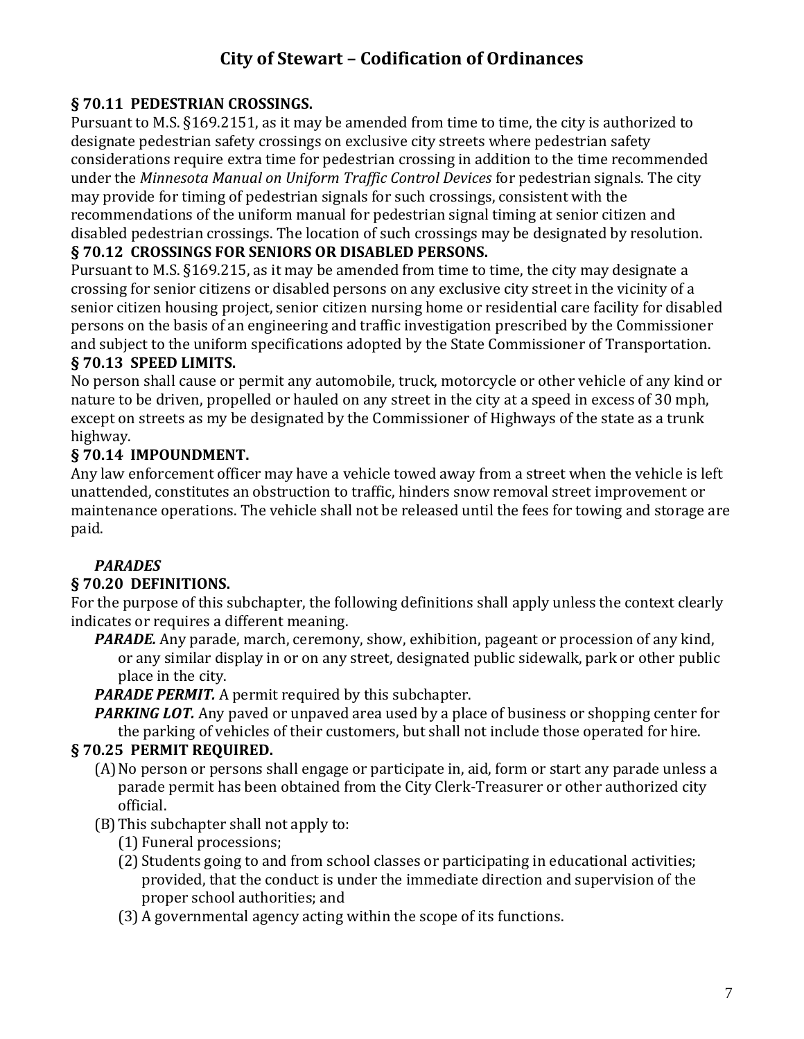## § 70.11 PEDESTRIAN CROSSINGS.

Pursuant to M.S. §169.2151, as it may be amended from time to time, the city is authorized to designate pedestrian safety crossings on exclusive city streets where pedestrian safety considerations require extra time for pedestrian crossing in addition to the time recommended under the *Minnesota Manual on Uniform Traffic Control Devices* for pedestrian signals. The city may provide for timing of pedestrian signals for such crossings, consistent with the recommendations of the uniform manual for pedestrian signal timing at senior citizen and disabled pedestrian crossings. The location of such crossings may be designated by resolution.

## § 70.12 CROSSINGS FOR SENIORS OR DISABLED PERSONS.

Pursuant to M.S. §169.215, as it may be amended from time to time, the city may designate a crossing for senior citizens or disabled persons on any exclusive city street in the vicinity of a senior citizen housing project, senior citizen nursing home or residential care facility for disabled persons on the basis of an engineering and traffic investigation prescribed by the Commissioner and subject to the uniform specifications adopted by the State Commissioner of Transportation.

## § 70.13 SPEED LIMITS.

No person shall cause or permit any automobile, truck, motorcycle or other vehicle of any kind or nature to be driven, propelled or hauled on any street in the city at a speed in excess of 30 mph, except on streets as my be designated by the Commissioner of Highways of the state as a trunk highway.

## § 70.14 IMPOUNDMENT.

Any law enforcement officer may have a vehicle towed away from a street when the vehicle is left unattended, constitutes an obstruction to traffic, hinders snow removal street improvement or maintenance operations. The vehicle shall not be released until the fees for towing and storage are paid.

### *PARADES*

## § 70.20 DEFINITIONS.

For the purpose of this subchapter, the following definitions shall apply unless the context clearly indicates or requires a different meaning.

***PARADE.*** Any parade, march, ceremony, show, exhibition, pageant or procession of any kind, or any similar display in or on any street, designated public sidewalk, park or other public place in the city.

***PARADE PERMIT.*** A permit required by this subchapter.

***PARKING LOT.*** Any paved or unpaved area used by a place of business or shopping center for the parking of vehicles of their customers, but shall not include those operated for hire.

## § 70.25 PERMIT REQUIRED.

(A) No person or persons shall engage or participate in, aid, form or start any parade unless a parade permit has been obtained from the City Clerk-Treasurer or other authorized city official.

(B) This subchapter shall not apply to:

   (1) Funeral processions;

   (2) Students going to and from school classes or participating in educational activities; provided, that the conduct is under the immediate direction and supervision of the proper school authorities; and

   (3) A governmental agency acting within the scope of its functions.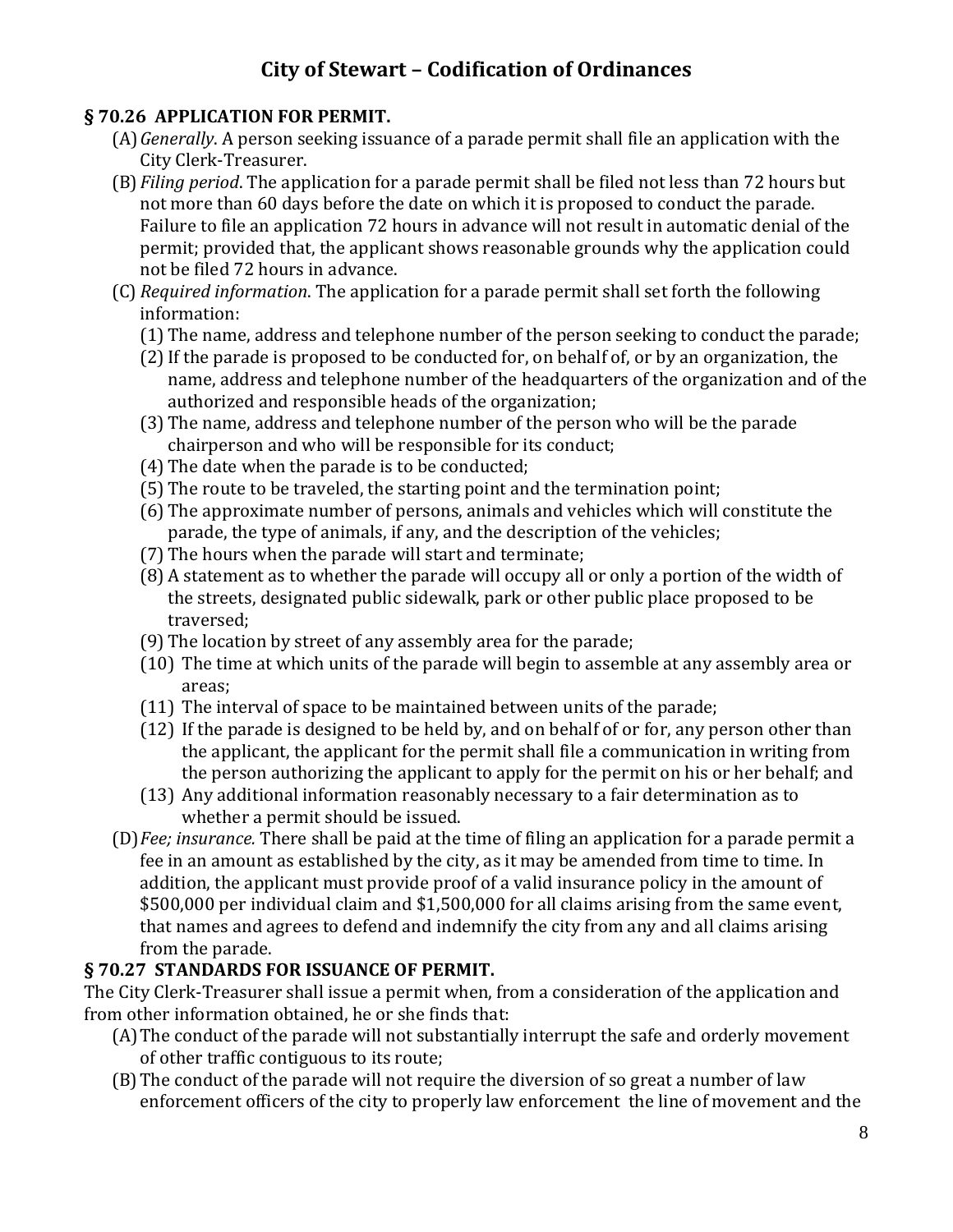## § 70.26 APPLICATION FOR PERMIT.

(A) *Generally*. A person seeking issuance of a parade permit shall file an application with the City Clerk-Treasurer.

(B) *Filing period*. The application for a parade permit shall be filed not less than 72 hours but not more than 60 days before the date on which it is proposed to conduct the parade. Failure to file an application 72 hours in advance will not result in automatic denial of the permit; provided that, the applicant shows reasonable grounds why the application could not be filed 72 hours in advance.

(C) *Required information*. The application for a parade permit shall set forth the following information:

(1) The name, address and telephone number of the person seeking to conduct the parade;

(2) If the parade is proposed to be conducted for, on behalf of, or by an organization, the name, address and telephone number of the headquarters of the organization and of the authorized and responsible heads of the organization;

(3) The name, address and telephone number of the person who will be the parade chairperson and who will be responsible for its conduct;

(4) The date when the parade is to be conducted;

(5) The route to be traveled, the starting point and the termination point;

(6) The approximate number of persons, animals and vehicles which will constitute the parade, the type of animals, if any, and the description of the vehicles;

(7) The hours when the parade will start and terminate;

(8) A statement as to whether the parade will occupy all or only a portion of the width of the streets, designated public sidewalk, park or other public place proposed to be traversed;

(9) The location by street of any assembly area for the parade;

(10) The time at which units of the parade will begin to assemble at any assembly area or areas;

(11) The interval of space to be maintained between units of the parade;

(12) If the parade is designed to be held by, and on behalf of or for, any person other than the applicant, the applicant for the permit shall file a communication in writing from the person authorizing the applicant to apply for the permit on his or her behalf; and

(13) Any additional information reasonably necessary to a fair determination as to whether a permit should be issued.

(D) *Fee; insurance.* There shall be paid at the time of filing an application for a parade permit a fee in an amount as established by the city, as it may be amended from time to time. In addition, the applicant must provide proof of a valid insurance policy in the amount of $500,000 per individual claim and $1,500,000 for all claims arising from the same event, that names and agrees to defend and indemnify the city from any and all claims arising from the parade.

## § 70.27 STANDARDS FOR ISSUANCE OF PERMIT.

The City Clerk-Treasurer shall issue a permit when, from a consideration of the application and from other information obtained, he or she finds that:

(A) The conduct of the parade will not substantially interrupt the safe and orderly movement of other traffic contiguous to its route;

(B) The conduct of the parade will not require the diversion of so great a number of law enforcement officers of the city to properly law enforcement the line of movement and the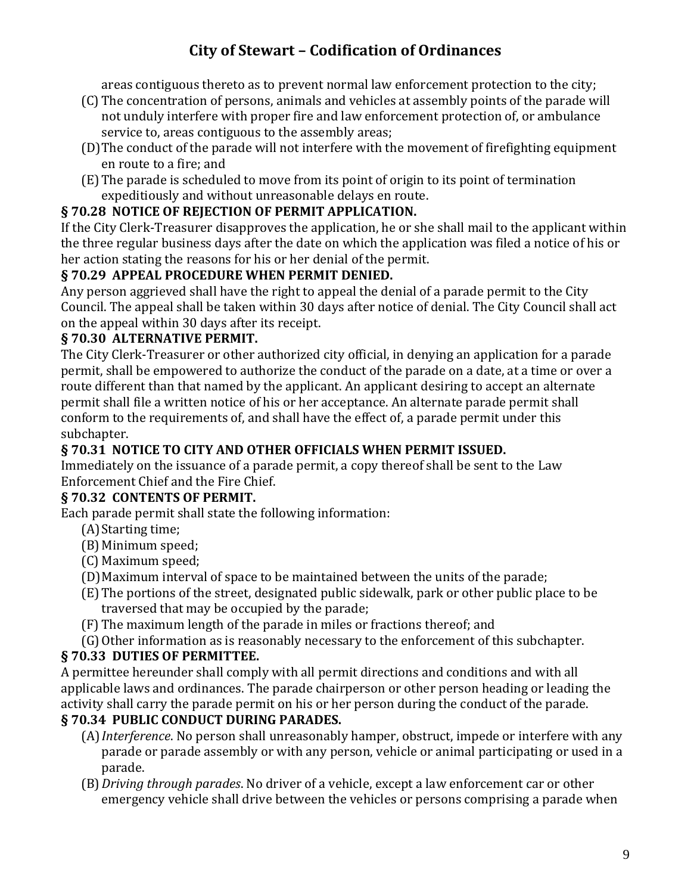areas contiguous thereto as to prevent normal law enforcement protection to the city;

(C) The concentration of persons, animals and vehicles at assembly points of the parade will not unduly interfere with proper fire and law enforcement protection of, or ambulance service to, areas contiguous to the assembly areas;

(D) The conduct of the parade will not interfere with the movement of firefighting equipment en route to a fire; and

(E) The parade is scheduled to move from its point of origin to its point of termination expeditiously and without unreasonable delays en route.

### § 70.28 NOTICE OF REJECTION OF PERMIT APPLICATION.

If the City Clerk-Treasurer disapproves the application, he or she shall mail to the applicant within the three regular business days after the date on which the application was filed a notice of his or her action stating the reasons for his or her denial of the permit.

### § 70.29 APPEAL PROCEDURE WHEN PERMIT DENIED.

Any person aggrieved shall have the right to appeal the denial of a parade permit to the City Council. The appeal shall be taken within 30 days after notice of denial. The City Council shall act on the appeal within 30 days after its receipt.

### § 70.30 ALTERNATIVE PERMIT.

The City Clerk-Treasurer or other authorized city official, in denying an application for a parade permit, shall be empowered to authorize the conduct of the parade on a date, at a time or over a route different than that named by the applicant. An applicant desiring to accept an alternate permit shall file a written notice of his or her acceptance. An alternate parade permit shall conform to the requirements of, and shall have the effect of, a parade permit under this subchapter.

### § 70.31 NOTICE TO CITY AND OTHER OFFICIALS WHEN PERMIT ISSUED.

Immediately on the issuance of a parade permit, a copy thereof shall be sent to the Law Enforcement Chief and the Fire Chief.

### § 70.32 CONTENTS OF PERMIT.

Each parade permit shall state the following information:

(A) Starting time;

(B) Minimum speed;

(C) Maximum speed;

(D) Maximum interval of space to be maintained between the units of the parade;

(E) The portions of the street, designated public sidewalk, park or other public place to be traversed that may be occupied by the parade;

(F) The maximum length of the parade in miles or fractions thereof; and

(G) Other information as is reasonably necessary to the enforcement of this subchapter.

### § 70.33 DUTIES OF PERMITTEE.

A permittee hereunder shall comply with all permit directions and conditions and with all applicable laws and ordinances. The parade chairperson or other person heading or leading the activity shall carry the parade permit on his or her person during the conduct of the parade.

### § 70.34 PUBLIC CONDUCT DURING PARADES.

(A) *Interference*. No person shall unreasonably hamper, obstruct, impede or interfere with any parade or parade assembly or with any person, vehicle or animal participating or used in a parade.

(B) *Driving through parades*. No driver of a vehicle, except a law enforcement car or other emergency vehicle shall drive between the vehicles or persons comprising a parade when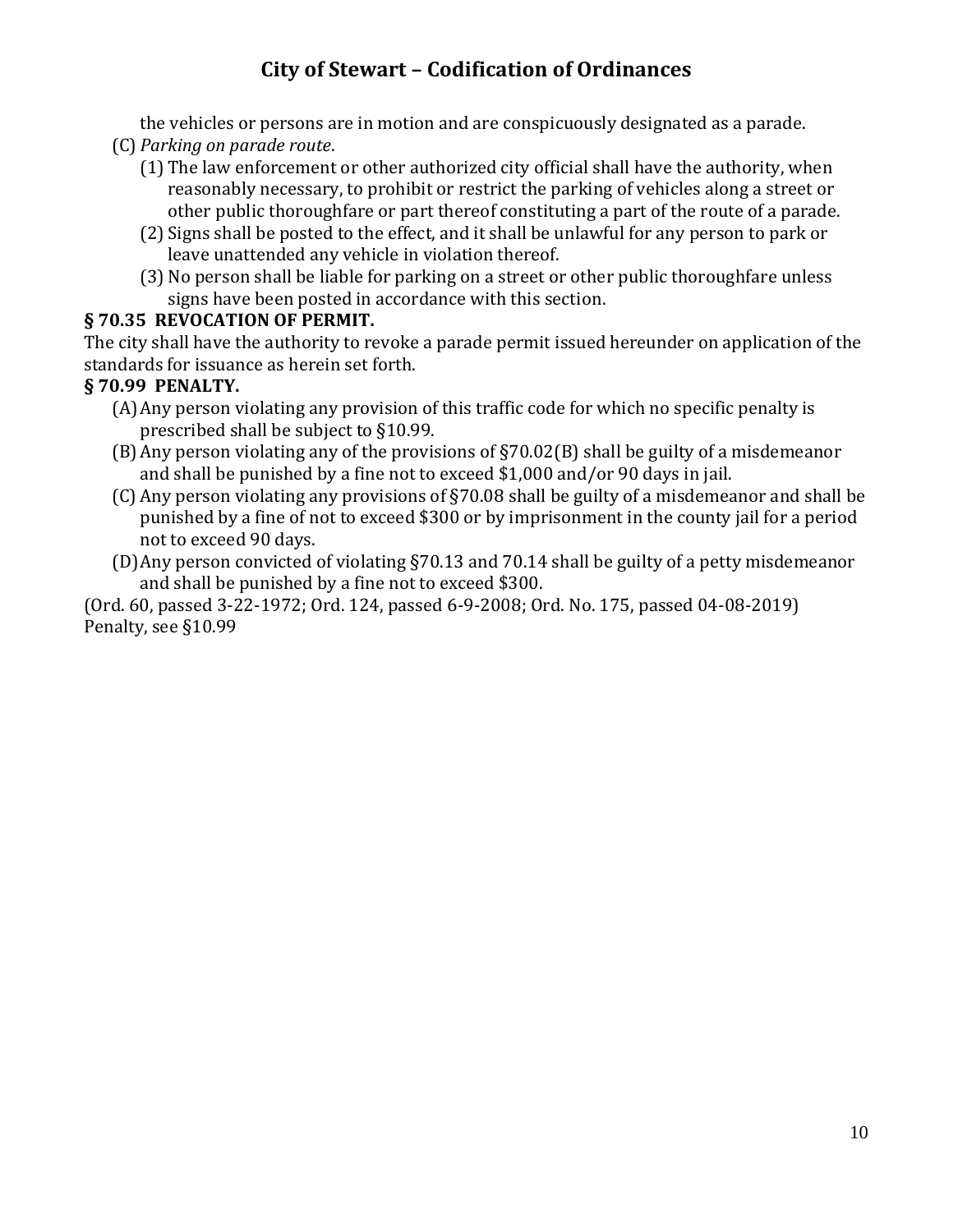the vehicles or persons are in motion and are conspicuously designated as a parade.

(C) *Parking on parade route*.

(1) The law enforcement or other authorized city official shall have the authority, when reasonably necessary, to prohibit or restrict the parking of vehicles along a street or other public thoroughfare or part thereof constituting a part of the route of a parade.

(2) Signs shall be posted to the effect, and it shall be unlawful for any person to park or leave unattended any vehicle in violation thereof.

(3) No person shall be liable for parking on a street or other public thoroughfare unless signs have been posted in accordance with this section.

**§ 70.35 REVOCATION OF PERMIT.**

The city shall have the authority to revoke a parade permit issued hereunder on application of the standards for issuance as herein set forth.

**§ 70.99 PENALTY.**

(A) Any person violating any provision of this traffic code for which no specific penalty is prescribed shall be subject to §10.99.

(B) Any person violating any of the provisions of §70.02(B) shall be guilty of a misdemeanor and shall be punished by a fine not to exceed $1,000 and/or 90 days in jail.

(C) Any person violating any provisions of §70.08 shall be guilty of a misdemeanor and shall be punished by a fine of not to exceed $300 or by imprisonment in the county jail for a period not to exceed 90 days.

(D) Any person convicted of violating §70.13 and 70.14 shall be guilty of a petty misdemeanor and shall be punished by a fine not to exceed $300.

(Ord. 60, passed 3-22-1972; Ord. 124, passed 6-9-2008; Ord. No. 175, passed 04-08-2019)
Penalty, see §10.99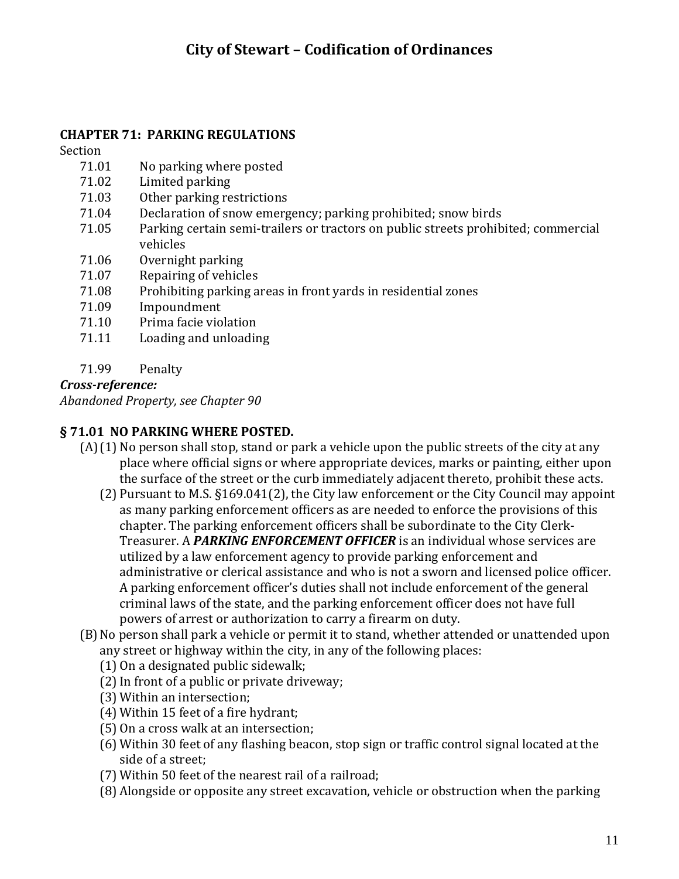## CHAPTER 71: PARKING REGULATIONS

Section

71.01 No parking where posted
71.02 Limited parking
71.03 Other parking restrictions
71.04 Declaration of snow emergency; parking prohibited; snow birds
71.05 Parking certain semi-trailers or tractors on public streets prohibited; commercial vehicles
71.06 Overnight parking
71.07 Repairing of vehicles
71.08 Prohibiting parking areas in front yards in residential zones
71.09 Impoundment
71.10 Prima facie violation
71.11 Loading and unloading

71.99 Penalty

***Cross-reference:***
*Abandoned Property, see Chapter 90*

### § 71.01 NO PARKING WHERE POSTED.

(A) (1) No person shall stop, stand or park a vehicle upon the public streets of the city at any place where official signs or where appropriate devices, marks or painting, either upon the surface of the street or the curb immediately adjacent thereto, prohibit these acts.

(2) Pursuant to M.S. §169.041(2), the City law enforcement or the City Council may appoint as many parking enforcement officers as are needed to enforce the provisions of this chapter. The parking enforcement officers shall be subordinate to the City Clerk-Treasurer. A ***PARKING ENFORCEMENT OFFICER*** is an individual whose services are utilized by a law enforcement agency to provide parking enforcement and administrative or clerical assistance and who is not a sworn and licensed police officer. A parking enforcement officer's duties shall not include enforcement of the general criminal laws of the state, and the parking enforcement officer does not have full powers of arrest or authorization to carry a firearm on duty.

(B) No person shall park a vehicle or permit it to stand, whether attended or unattended upon any street or highway within the city, in any of the following places:

(1) On a designated public sidewalk;
(2) In front of a public or private driveway;
(3) Within an intersection;
(4) Within 15 feet of a fire hydrant;
(5) On a cross walk at an intersection;
(6) Within 30 feet of any flashing beacon, stop sign or traffic control signal located at the side of a street;
(7) Within 50 feet of the nearest rail of a railroad;
(8) Alongside or opposite any street excavation, vehicle or obstruction when the parking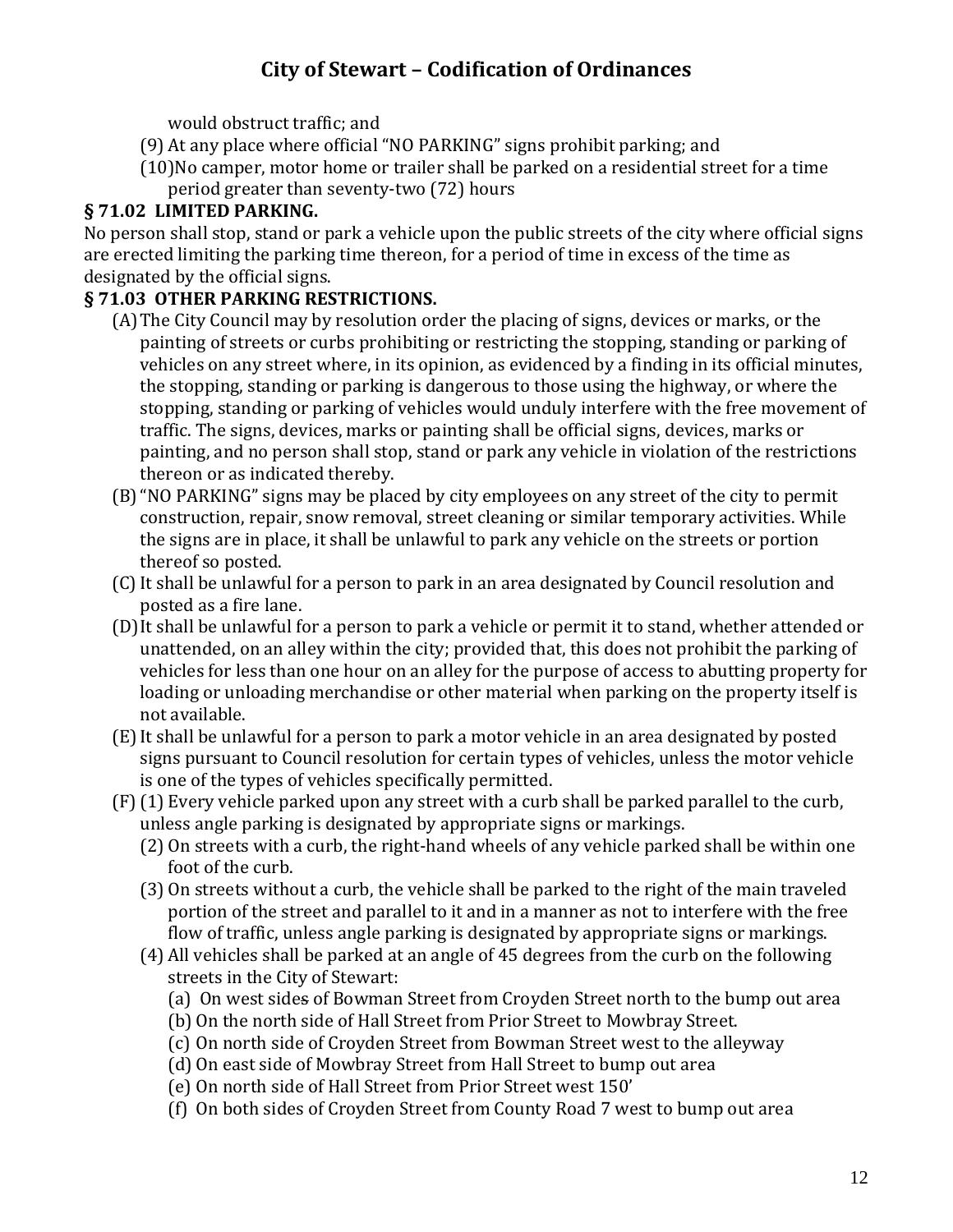would obstruct traffic; and

(9) At any place where official “NO PARKING” signs prohibit parking; and

(10) No camper, motor home or trailer shall be parked on a residential street for a time period greater than seventy-two (72) hours

### § 71.02 LIMITED PARKING.

No person shall stop, stand or park a vehicle upon the public streets of the city where official signs are erected limiting the parking time thereon, for a period of time in excess of the time as designated by the official signs.

### § 71.03 OTHER PARKING RESTRICTIONS.

(A) The City Council may by resolution order the placing of signs, devices or marks, or the painting of streets or curbs prohibiting or restricting the stopping, standing or parking of vehicles on any street where, in its opinion, as evidenced by a finding in its official minutes, the stopping, standing or parking is dangerous to those using the highway, or where the stopping, standing or parking of vehicles would unduly interfere with the free movement of traffic. The signs, devices, marks or painting shall be official signs, devices, marks or painting, and no person shall stop, stand or park any vehicle in violation of the restrictions thereon or as indicated thereby.

(B) “NO PARKING” signs may be placed by city employees on any street of the city to permit construction, repair, snow removal, street cleaning or similar temporary activities. While the signs are in place, it shall be unlawful to park any vehicle on the streets or portion thereof so posted.

(C) It shall be unlawful for a person to park in an area designated by Council resolution and posted as a fire lane.

(D) It shall be unlawful for a person to park a vehicle or permit it to stand, whether attended or unattended, on an alley within the city; provided that, this does not prohibit the parking of vehicles for less than one hour on an alley for the purpose of access to abutting property for loading or unloading merchandise or other material when parking on the property itself is not available.

(E) It shall be unlawful for a person to park a motor vehicle in an area designated by posted signs pursuant to Council resolution for certain types of vehicles, unless the motor vehicle is one of the types of vehicles specifically permitted.

(F) (1) Every vehicle parked upon any street with a curb shall be parked parallel to the curb, unless angle parking is designated by appropriate signs or markings.

(2) On streets with a curb, the right-hand wheels of any vehicle parked shall be within one foot of the curb.

(3) On streets without a curb, the vehicle shall be parked to the right of the main traveled portion of the street and parallel to it and in a manner as not to interfere with the free flow of traffic, unless angle parking is designated by appropriate signs or markings.

(4) All vehicles shall be parked at an angle of 45 degrees from the curb on the following streets in the City of Stewart:

(a) On west sides of Bowman Street from Croyden Street north to the bump out area

(b) On the north side of Hall Street from Prior Street to Mowbray Street.

(c) On north side of Croyden Street from Bowman Street west to the alleyway

(d) On east side of Mowbray Street from Hall Street to bump out area

(e) On north side of Hall Street from Prior Street west 150’

(f) On both sides of Croyden Street from County Road 7 west to bump out area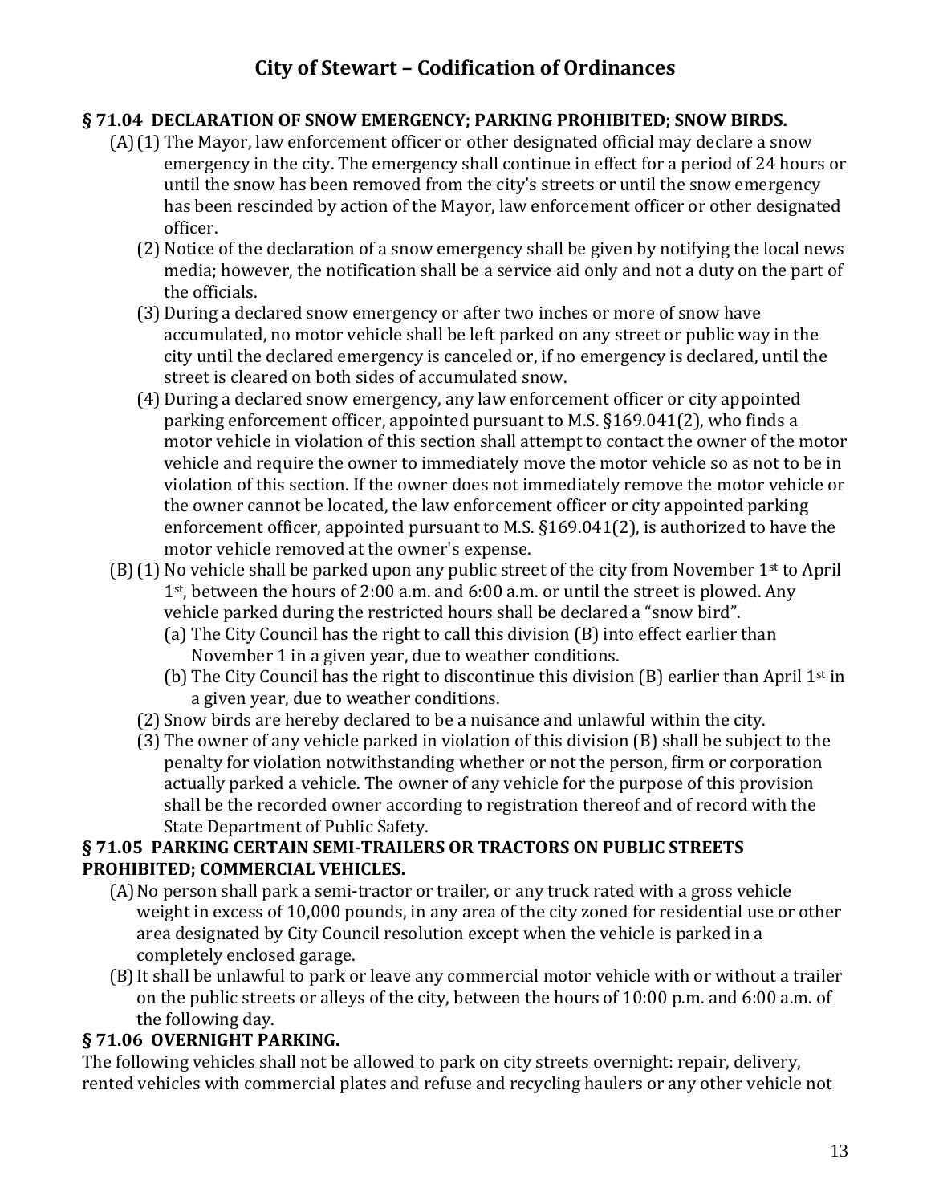### § 71.04 DECLARATION OF SNOW EMERGENCY; PARKING PROHIBITED; SNOW BIRDS.

(A) (1) The Mayor, law enforcement officer or other designated official may declare a snow emergency in the city. The emergency shall continue in effect for a period of 24 hours or until the snow has been removed from the city's streets or until the snow emergency has been rescinded by action of the Mayor, law enforcement officer or other designated officer.

(2) Notice of the declaration of a snow emergency shall be given by notifying the local news media; however, the notification shall be a service aid only and not a duty on the part of the officials.

(3) During a declared snow emergency or after two inches or more of snow have accumulated, no motor vehicle shall be left parked on any street or public way in the city until the declared emergency is canceled or, if no emergency is declared, until the street is cleared on both sides of accumulated snow.

(4) During a declared snow emergency, any law enforcement officer or city appointed parking enforcement officer, appointed pursuant to M.S. §169.041(2), who finds a motor vehicle in violation of this section shall attempt to contact the owner of the motor vehicle and require the owner to immediately move the motor vehicle so as not to be in violation of this section. If the owner does not immediately remove the motor vehicle or the owner cannot be located, the law enforcement officer or city appointed parking enforcement officer, appointed pursuant to M.S. §169.041(2), is authorized to have the motor vehicle removed at the owner's expense.

(B) (1) No vehicle shall be parked upon any public street of the city from November 1st to April 1st, between the hours of 2:00 a.m. and 6:00 a.m. or until the street is plowed. Any vehicle parked during the restricted hours shall be declared a "snow bird".

(a) The City Council has the right to call this division (B) into effect earlier than November 1 in a given year, due to weather conditions.

(b) The City Council has the right to discontinue this division (B) earlier than April 1st in a given year, due to weather conditions.

(2) Snow birds are hereby declared to be a nuisance and unlawful within the city.

(3) The owner of any vehicle parked in violation of this division (B) shall be subject to the penalty for violation notwithstanding whether or not the person, firm or corporation actually parked a vehicle. The owner of any vehicle for the purpose of this provision shall be the recorded owner according to registration thereof and of record with the State Department of Public Safety.

### § 71.05 PARKING CERTAIN SEMI-TRAILERS OR TRACTORS ON PUBLIC STREETS PROHIBITED; COMMERCIAL VEHICLES.

(A) No person shall park a semi-tractor or trailer, or any truck rated with a gross vehicle weight in excess of 10,000 pounds, in any area of the city zoned for residential use or other area designated by City Council resolution except when the vehicle is parked in a completely enclosed garage.

(B) It shall be unlawful to park or leave any commercial motor vehicle with or without a trailer on the public streets or alleys of the city, between the hours of 10:00 p.m. and 6:00 a.m. of the following day.

### § 71.06 OVERNIGHT PARKING.

The following vehicles shall not be allowed to park on city streets overnight: repair, delivery, rented vehicles with commercial plates and refuse and recycling haulers or any other vehicle not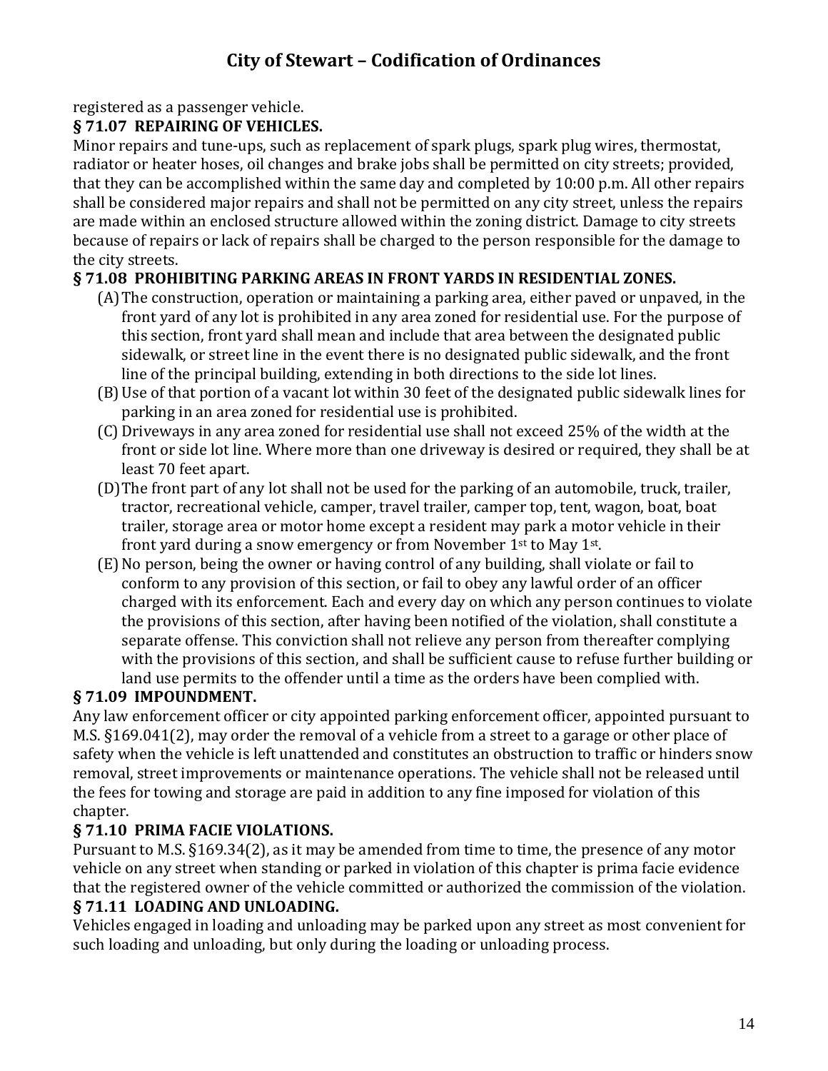registered as a passenger vehicle.

### § 71.07 REPAIRING OF VEHICLES.

Minor repairs and tune-ups, such as replacement of spark plugs, spark plug wires, thermostat, radiator or heater hoses, oil changes and brake jobs shall be permitted on city streets; provided, that they can be accomplished within the same day and completed by 10:00 p.m. All other repairs shall be considered major repairs and shall not be permitted on any city street, unless the repairs are made within an enclosed structure allowed within the zoning district. Damage to city streets because of repairs or lack of repairs shall be charged to the person responsible for the damage to the city streets.

### § 71.08 PROHIBITING PARKING AREAS IN FRONT YARDS IN RESIDENTIAL ZONES.

(A) The construction, operation or maintaining a parking area, either paved or unpaved, in the front yard of any lot is prohibited in any area zoned for residential use. For the purpose of this section, front yard shall mean and include that area between the designated public sidewalk, or street line in the event there is no designated public sidewalk, and the front line of the principal building, extending in both directions to the side lot lines.

(B) Use of that portion of a vacant lot within 30 feet of the designated public sidewalk lines for parking in an area zoned for residential use is prohibited.

(C) Driveways in any area zoned for residential use shall not exceed 25% of the width at the front or side lot line. Where more than one driveway is desired or required, they shall be at least 70 feet apart.

(D) The front part of any lot shall not be used for the parking of an automobile, truck, trailer, tractor, recreational vehicle, camper, travel trailer, camper top, tent, wagon, boat, boat trailer, storage area or motor home except a resident may park a motor vehicle in their front yard during a snow emergency or from November 1st to May 1st.

(E) No person, being the owner or having control of any building, shall violate or fail to conform to any provision of this section, or fail to obey any lawful order of an officer charged with its enforcement. Each and every day on which any person continues to violate the provisions of this section, after having been notified of the violation, shall constitute a separate offense. This conviction shall not relieve any person from thereafter complying with the provisions of this section, and shall be sufficient cause to refuse further building or land use permits to the offender until a time as the orders have been complied with.

### § 71.09 IMPOUNDMENT.

Any law enforcement officer or city appointed parking enforcement officer, appointed pursuant to M.S. §169.041(2), may order the removal of a vehicle from a street to a garage or other place of safety when the vehicle is left unattended and constitutes an obstruction to traffic or hinders snow removal, street improvements or maintenance operations. The vehicle shall not be released until the fees for towing and storage are paid in addition to any fine imposed for violation of this chapter.

### § 71.10 PRIMA FACIE VIOLATIONS.

Pursuant to M.S. §169.34(2), as it may be amended from time to time, the presence of any motor vehicle on any street when standing or parked in violation of this chapter is prima facie evidence that the registered owner of the vehicle committed or authorized the commission of the violation.

### § 71.11 LOADING AND UNLOADING.

Vehicles engaged in loading and unloading may be parked upon any street as most convenient for such loading and unloading, but only during the loading or unloading process.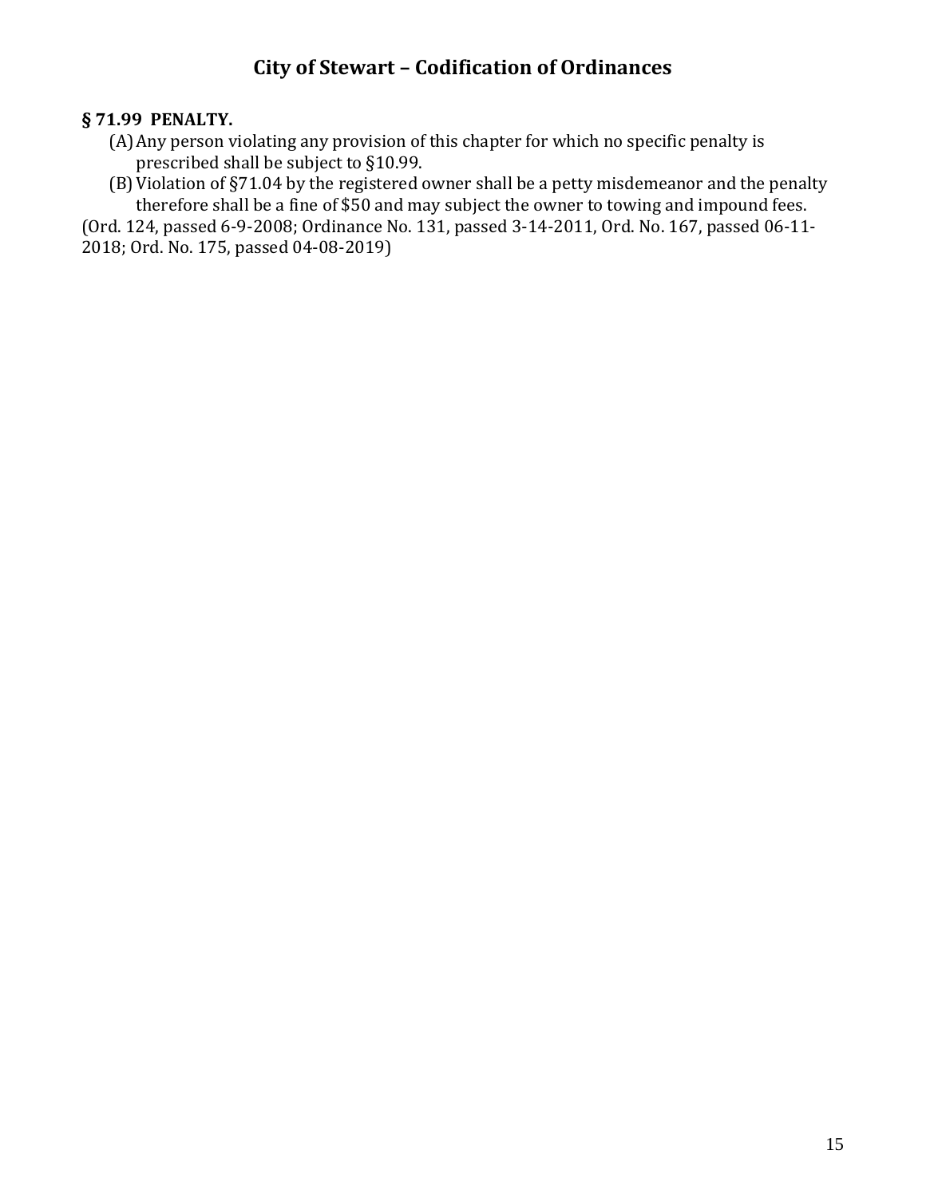**§ 71.99 PENALTY.**

(A) Any person violating any provision of this chapter for which no specific penalty is prescribed shall be subject to §10.99.

(B) Violation of §71.04 by the registered owner shall be a petty misdemeanor and the penalty therefore shall be a fine of $50 and may subject the owner to towing and impound fees.

(Ord. 124, passed 6-9-2008; Ordinance No. 131, passed 3-14-2011, Ord. No. 167, passed 06-11-2018; Ord. No. 175, passed 04-08-2019)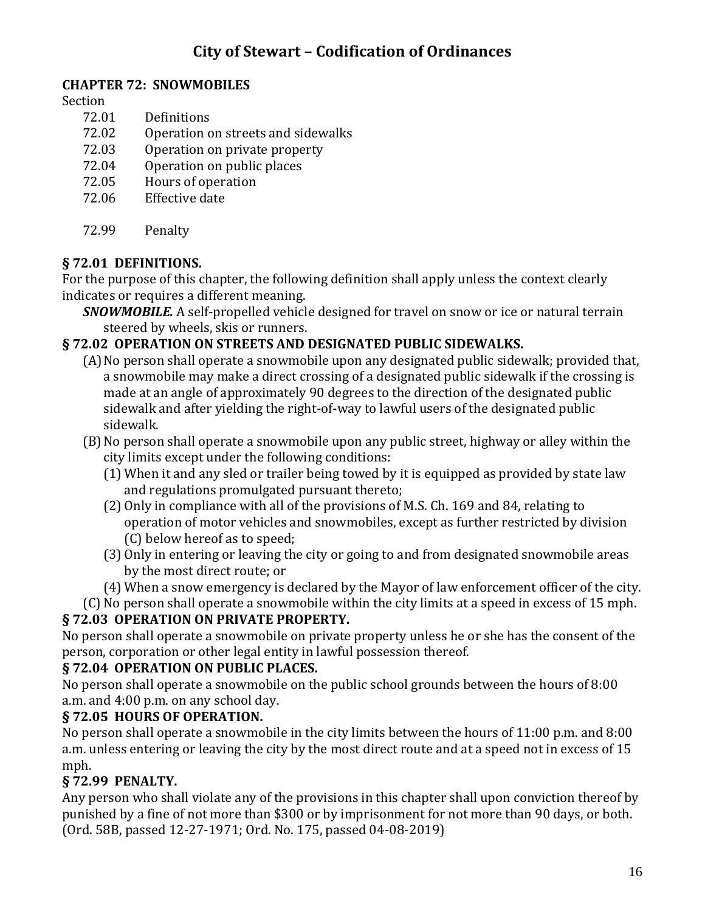# City of Stewart – Codification of Ordinances

## CHAPTER 72: SNOWMOBILES

Section

| | |
|---|---|
| 72.01 | Definitions |
| 72.02 | Operation on streets and sidewalks |
| 72.03 | Operation on private property |
| 72.04 | Operation on public places |
| 72.05 | Hours of operation |
| 72.06 | Effective date |
| | |
| 72.99 | Penalty |

### § 72.01 DEFINITIONS.

For the purpose of this chapter, the following definition shall apply unless the context clearly indicates or requires a different meaning.

***SNOWMOBILE.*** A self-propelled vehicle designed for travel on snow or ice or natural terrain steered by wheels, skis or runners.

### § 72.02 OPERATION ON STREETS AND DESIGNATED PUBLIC SIDEWALKS.

(A) No person shall operate a snowmobile upon any designated public sidewalk; provided that, a snowmobile may make a direct crossing of a designated public sidewalk if the crossing is made at an angle of approximately 90 degrees to the direction of the designated public sidewalk and after yielding the right-of-way to lawful users of the designated public sidewalk.

(B) No person shall operate a snowmobile upon any public street, highway or alley within the city limits except under the following conditions:

(1) When it and any sled or trailer being towed by it is equipped as provided by state law and regulations promulgated pursuant thereto;

(2) Only in compliance with all of the provisions of M.S. Ch. 169 and 84, relating to operation of motor vehicles and snowmobiles, except as further restricted by division (C) below hereof as to speed;

(3) Only in entering or leaving the city or going to and from designated snowmobile areas by the most direct route; or

(4) When a snow emergency is declared by the Mayor of law enforcement officer of the city.

(C) No person shall operate a snowmobile within the city limits at a speed in excess of 15 mph.

### § 72.03 OPERATION ON PRIVATE PROPERTY.

No person shall operate a snowmobile on private property unless he or she has the consent of the person, corporation or other legal entity in lawful possession thereof.

### § 72.04 OPERATION ON PUBLIC PLACES.

No person shall operate a snowmobile on the public school grounds between the hours of 8:00 a.m. and 4:00 p.m. on any school day.

### § 72.05 HOURS OF OPERATION.

No person shall operate a snowmobile in the city limits between the hours of 11:00 p.m. and 8:00 a.m. unless entering or leaving the city by the most direct route and at a speed not in excess of 15 mph.

### § 72.99 PENALTY.

Any person who shall violate any of the provisions in this chapter shall upon conviction thereof by punished by a fine of not more than $300 or by imprisonment for not more than 90 days, or both. (Ord. 58B, passed 12-27-1971; Ord. No. 175, passed 04-08-2019)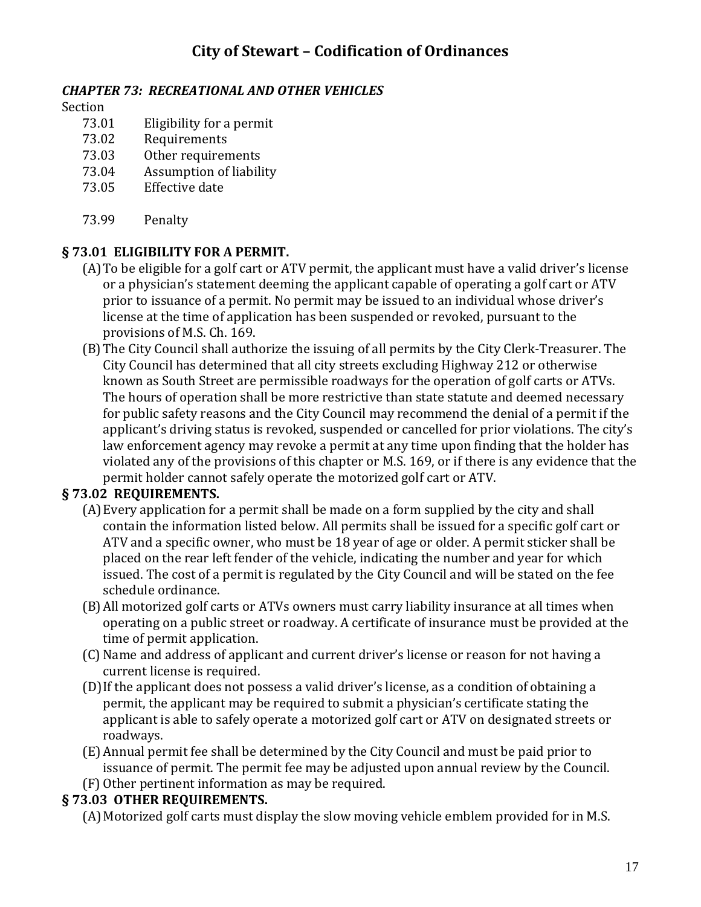# City of Stewart – Codification of Ordinances

***CHAPTER 73: RECREATIONAL AND OTHER VEHICLES***

Section

73.01 Eligibility for a permit
73.02 Requirements
73.03 Other requirements
73.04 Assumption of liability
73.05 Effective date

73.99 Penalty

## § 73.01 ELIGIBILITY FOR A PERMIT.

(A) To be eligible for a golf cart or ATV permit, the applicant must have a valid driver's license or a physician's statement deeming the applicant capable of operating a golf cart or ATV prior to issuance of a permit. No permit may be issued to an individual whose driver's license at the time of application has been suspended or revoked, pursuant to the provisions of M.S. Ch. 169.

(B) The City Council shall authorize the issuing of all permits by the City Clerk-Treasurer. The City Council has determined that all city streets excluding Highway 212 or otherwise known as South Street are permissible roadways for the operation of golf carts or ATVs. The hours of operation shall be more restrictive than state statute and deemed necessary for public safety reasons and the City Council may recommend the denial of a permit if the applicant's driving status is revoked, suspended or cancelled for prior violations. The city's law enforcement agency may revoke a permit at any time upon finding that the holder has violated any of the provisions of this chapter or M.S. 169, or if there is any evidence that the permit holder cannot safely operate the motorized golf cart or ATV.

## § 73.02 REQUIREMENTS.

(A) Every application for a permit shall be made on a form supplied by the city and shall contain the information listed below. All permits shall be issued for a specific golf cart or ATV and a specific owner, who must be 18 year of age or older. A permit sticker shall be placed on the rear left fender of the vehicle, indicating the number and year for which issued. The cost of a permit is regulated by the City Council and will be stated on the fee schedule ordinance.

(B) All motorized golf carts or ATVs owners must carry liability insurance at all times when operating on a public street or roadway. A certificate of insurance must be provided at the time of permit application.

(C) Name and address of applicant and current driver's license or reason for not having a current license is required.

(D) If the applicant does not possess a valid driver's license, as a condition of obtaining a permit, the applicant may be required to submit a physician's certificate stating the applicant is able to safely operate a motorized golf cart or ATV on designated streets or roadways.

(E) Annual permit fee shall be determined by the City Council and must be paid prior to issuance of permit. The permit fee may be adjusted upon annual review by the Council.

(F) Other pertinent information as may be required.

## § 73.03 OTHER REQUIREMENTS.

(A) Motorized golf carts must display the slow moving vehicle emblem provided for in M.S.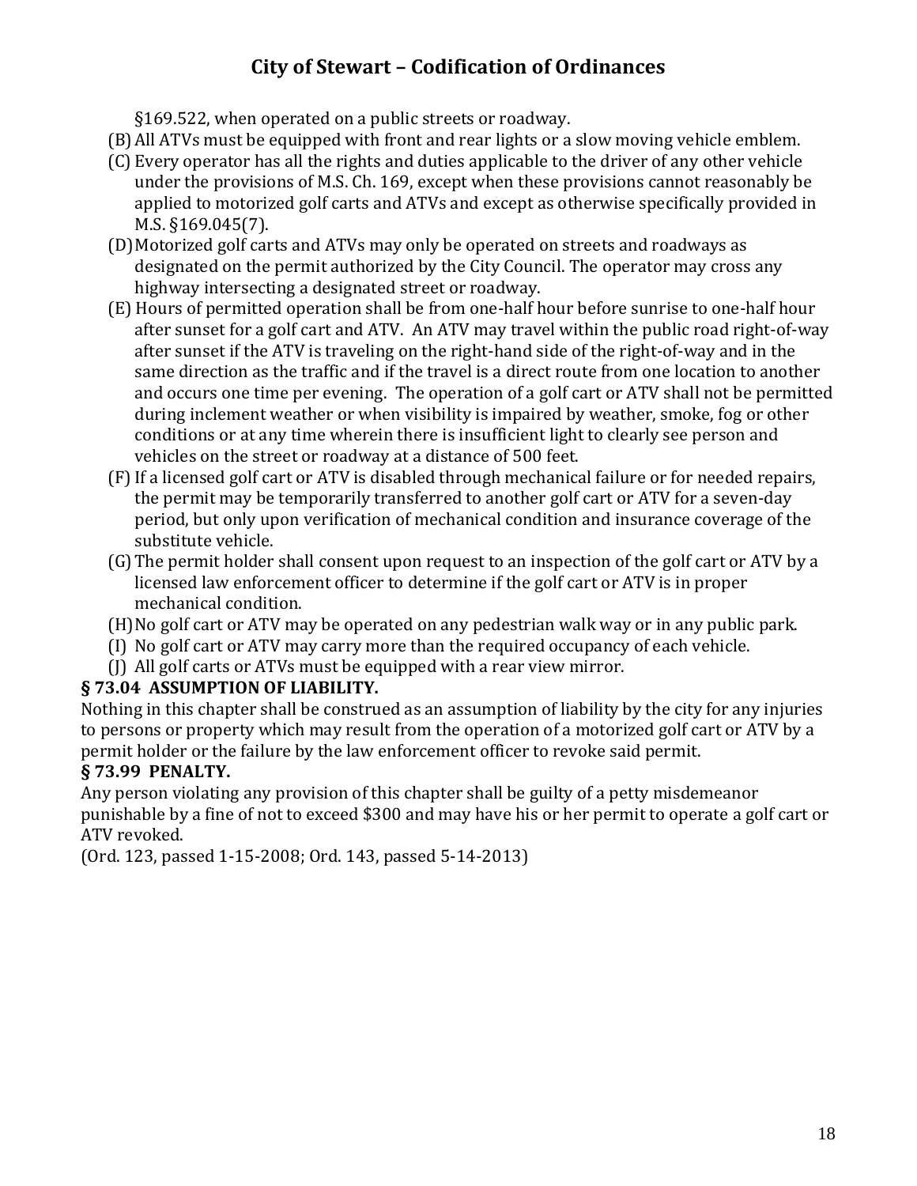§169.522, when operated on a public streets or roadway.

(B) All ATVs must be equipped with front and rear lights or a slow moving vehicle emblem.

(C) Every operator has all the rights and duties applicable to the driver of any other vehicle under the provisions of M.S. Ch. 169, except when these provisions cannot reasonably be applied to motorized golf carts and ATVs and except as otherwise specifically provided in M.S. §169.045(7).

(D) Motorized golf carts and ATVs may only be operated on streets and roadways as designated on the permit authorized by the City Council. The operator may cross any highway intersecting a designated street or roadway.

(E) Hours of permitted operation shall be from one-half hour before sunrise to one-half hour after sunset for a golf cart and ATV. An ATV may travel within the public road right-of-way after sunset if the ATV is traveling on the right-hand side of the right-of-way and in the same direction as the traffic and if the travel is a direct route from one location to another and occurs one time per evening. The operation of a golf cart or ATV shall not be permitted during inclement weather or when visibility is impaired by weather, smoke, fog or other conditions or at any time wherein there is insufficient light to clearly see person and vehicles on the street or roadway at a distance of 500 feet.

(F) If a licensed golf cart or ATV is disabled through mechanical failure or for needed repairs, the permit may be temporarily transferred to another golf cart or ATV for a seven-day period, but only upon verification of mechanical condition and insurance coverage of the substitute vehicle.

(G) The permit holder shall consent upon request to an inspection of the golf cart or ATV by a licensed law enforcement officer to determine if the golf cart or ATV is in proper mechanical condition.

(H) No golf cart or ATV may be operated on any pedestrian walk way or in any public park.

(I) No golf cart or ATV may carry more than the required occupancy of each vehicle.

(J) All golf carts or ATVs must be equipped with a rear view mirror.

**§ 73.04 ASSUMPTION OF LIABILITY.**

Nothing in this chapter shall be construed as an assumption of liability by the city for any injuries to persons or property which may result from the operation of a motorized golf cart or ATV by a permit holder or the failure by the law enforcement officer to revoke said permit.

**§ 73.99 PENALTY.**

Any person violating any provision of this chapter shall be guilty of a petty misdemeanor punishable by a fine of not to exceed $300 and may have his or her permit to operate a golf cart or ATV revoked.

(Ord. 123, passed 1-15-2008; Ord. 143, passed 5-14-2013)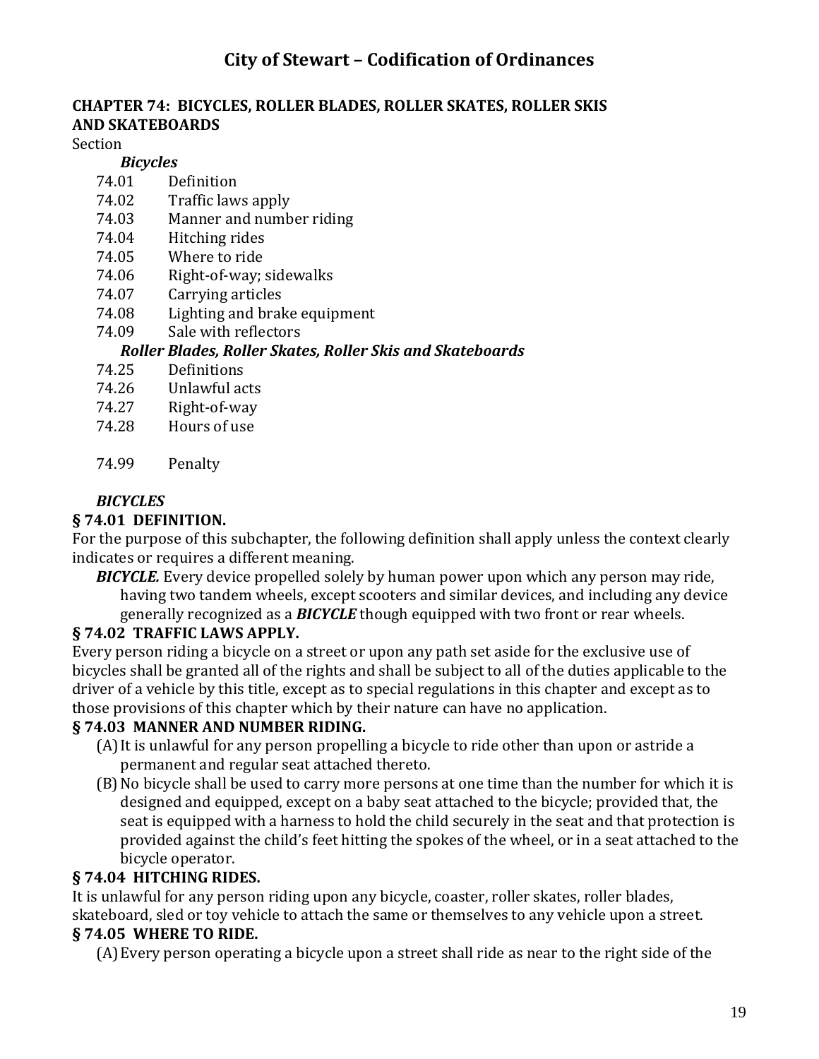# City of Stewart – Codification of Ordinances

## CHAPTER 74: BICYCLES, ROLLER BLADES, ROLLER SKATES, ROLLER SKIS AND SKATEBOARDS

Section

***Bicycles***

74.01 Definition
74.02 Traffic laws apply
74.03 Manner and number riding
74.04 Hitching rides
74.05 Where to ride
74.06 Right-of-way; sidewalks
74.07 Carrying articles
74.08 Lighting and brake equipment
74.09 Sale with reflectors

***Roller Blades, Roller Skates, Roller Skis and Skateboards***

74.25 Definitions
74.26 Unlawful acts
74.27 Right-of-way
74.28 Hours of use

74.99 Penalty

***BICYCLES***

### § 74.01 DEFINITION.

For the purpose of this subchapter, the following definition shall apply unless the context clearly indicates or requires a different meaning.

***BICYCLE.*** Every device propelled solely by human power upon which any person may ride, having two tandem wheels, except scooters and similar devices, and including any device generally recognized as a ***BICYCLE*** though equipped with two front or rear wheels.

### § 74.02 TRAFFIC LAWS APPLY.

Every person riding a bicycle on a street or upon any path set aside for the exclusive use of bicycles shall be granted all of the rights and shall be subject to all of the duties applicable to the driver of a vehicle by this title, except as to special regulations in this chapter and except as to those provisions of this chapter which by their nature can have no application.

### § 74.03 MANNER AND NUMBER RIDING.

(A) It is unlawful for any person propelling a bicycle to ride other than upon or astride a permanent and regular seat attached thereto.

(B) No bicycle shall be used to carry more persons at one time than the number for which it is designed and equipped, except on a baby seat attached to the bicycle; provided that, the seat is equipped with a harness to hold the child securely in the seat and that protection is provided against the child's feet hitting the spokes of the wheel, or in a seat attached to the bicycle operator.

### § 74.04 HITCHING RIDES.

It is unlawful for any person riding upon any bicycle, coaster, roller skates, roller blades, skateboard, sled or toy vehicle to attach the same or themselves to any vehicle upon a street.

### § 74.05 WHERE TO RIDE.

(A) Every person operating a bicycle upon a street shall ride as near to the right side of the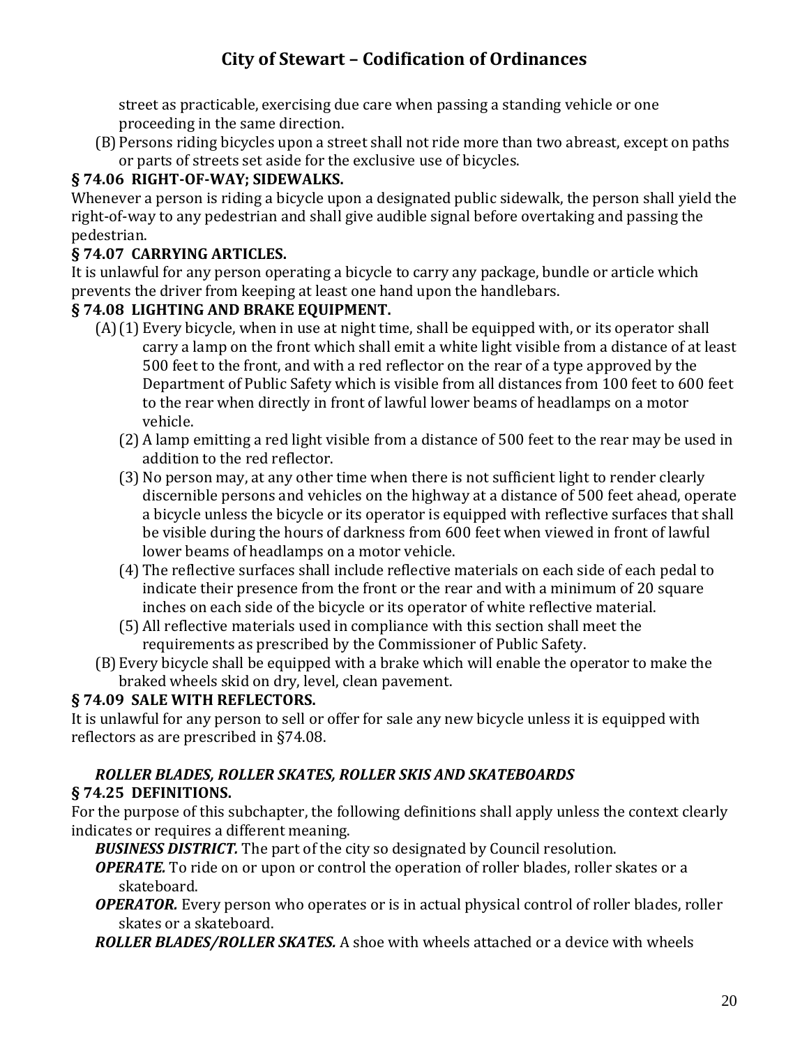street as practicable, exercising due care when passing a standing vehicle or one proceeding in the same direction.

(B) Persons riding bicycles upon a street shall not ride more than two abreast, except on paths or parts of streets set aside for the exclusive use of bicycles.

**§ 74.06 RIGHT-OF-WAY; SIDEWALKS.**

Whenever a person is riding a bicycle upon a designated public sidewalk, the person shall yield the right-of-way to any pedestrian and shall give audible signal before overtaking and passing the pedestrian.

**§ 74.07 CARRYING ARTICLES.**

It is unlawful for any person operating a bicycle to carry any package, bundle or article which prevents the driver from keeping at least one hand upon the handlebars.

**§ 74.08 LIGHTING AND BRAKE EQUIPMENT.**

(A) (1) Every bicycle, when in use at night time, shall be equipped with, or its operator shall carry a lamp on the front which shall emit a white light visible from a distance of at least 500 feet to the front, and with a red reflector on the rear of a type approved by the Department of Public Safety which is visible from all distances from 100 feet to 600 feet to the rear when directly in front of lawful lower beams of headlamps on a motor vehicle.

(2) A lamp emitting a red light visible from a distance of 500 feet to the rear may be used in addition to the red reflector.

(3) No person may, at any other time when there is not sufficient light to render clearly discernible persons and vehicles on the highway at a distance of 500 feet ahead, operate a bicycle unless the bicycle or its operator is equipped with reflective surfaces that shall be visible during the hours of darkness from 600 feet when viewed in front of lawful lower beams of headlamps on a motor vehicle.

(4) The reflective surfaces shall include reflective materials on each side of each pedal to indicate their presence from the front or the rear and with a minimum of 20 square inches on each side of the bicycle or its operator of white reflective material.

(5) All reflective materials used in compliance with this section shall meet the requirements as prescribed by the Commissioner of Public Safety.

(B) Every bicycle shall be equipped with a brake which will enable the operator to make the braked wheels skid on dry, level, clean pavement.

**§ 74.09 SALE WITH REFLECTORS.**

It is unlawful for any person to sell or offer for sale any new bicycle unless it is equipped with reflectors as are prescribed in §74.08.

***ROLLER BLADES, ROLLER SKATES, ROLLER SKIS AND SKATEBOARDS***

**§ 74.25 DEFINITIONS.**

For the purpose of this subchapter, the following definitions shall apply unless the context clearly indicates or requires a different meaning.

***BUSINESS DISTRICT.*** The part of the city so designated by Council resolution.

***OPERATE.*** To ride on or upon or control the operation of roller blades, roller skates or a skateboard.

***OPERATOR.*** Every person who operates or is in actual physical control of roller blades, roller skates or a skateboard.

***ROLLER BLADES/ROLLER SKATES.*** A shoe with wheels attached or a device with wheels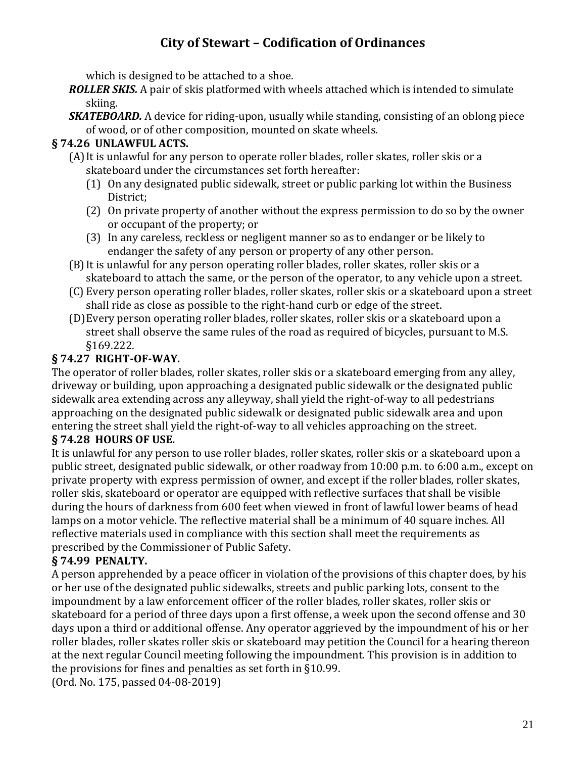which is designed to be attached to a shoe.

***ROLLER SKIS.*** A pair of skis platformed with wheels attached which is intended to simulate skiing.

***SKATEBOARD.*** A device for riding-upon, usually while standing, consisting of an oblong piece of wood, or of other composition, mounted on skate wheels.

### § 74.26 UNLAWFUL ACTS.

(A) It is unlawful for any person to operate roller blades, roller skates, roller skis or a skateboard under the circumstances set forth hereafter:

(1) On any designated public sidewalk, street or public parking lot within the Business District;

(2) On private property of another without the express permission to do so by the owner or occupant of the property; or

(3) In any careless, reckless or negligent manner so as to endanger or be likely to endanger the safety of any person or property of any other person.

(B) It is unlawful for any person operating roller blades, roller skates, roller skis or a skateboard to attach the same, or the person of the operator, to any vehicle upon a street.

(C) Every person operating roller blades, roller skates, roller skis or a skateboard upon a street shall ride as close as possible to the right-hand curb or edge of the street.

(D) Every person operating roller blades, roller skates, roller skis or a skateboard upon a street shall observe the same rules of the road as required of bicycles, pursuant to M.S. §169.222.

### § 74.27 RIGHT-OF-WAY.

The operator of roller blades, roller skates, roller skis or a skateboard emerging from any alley, driveway or building, upon approaching a designated public sidewalk or the designated public sidewalk area extending across any alleyway, shall yield the right-of-way to all pedestrians approaching on the designated public sidewalk or designated public sidewalk area and upon entering the street shall yield the right-of-way to all vehicles approaching on the street.

### § 74.28 HOURS OF USE.

It is unlawful for any person to use roller blades, roller skates, roller skis or a skateboard upon a public street, designated public sidewalk, or other roadway from 10:00 p.m. to 6:00 a.m., except on private property with express permission of owner, and except if the roller blades, roller skates, roller skis, skateboard or operator are equipped with reflective surfaces that shall be visible during the hours of darkness from 600 feet when viewed in front of lawful lower beams of head lamps on a motor vehicle. The reflective material shall be a minimum of 40 square inches. All reflective materials used in compliance with this section shall meet the requirements as prescribed by the Commissioner of Public Safety.

### § 74.99 PENALTY.

A person apprehended by a peace officer in violation of the provisions of this chapter does, by his or her use of the designated public sidewalks, streets and public parking lots, consent to the impoundment by a law enforcement officer of the roller blades, roller skates, roller skis or skateboard for a period of three days upon a first offense, a week upon the second offense and 30 days upon a third or additional offense. Any operator aggrieved by the impoundment of his or her roller blades, roller skates roller skis or skateboard may petition the Council for a hearing thereon at the next regular Council meeting following the impoundment. This provision is in addition to the provisions for fines and penalties as set forth in §10.99.

(Ord. No. 175, passed 04-08-2019)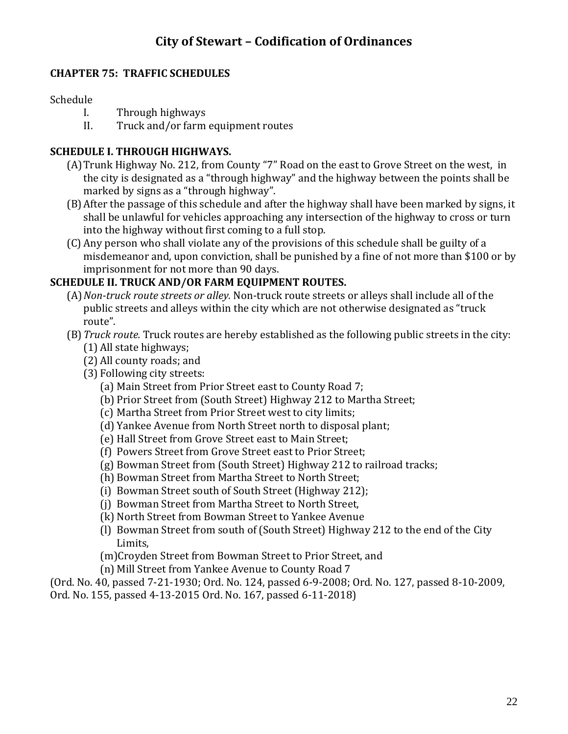# City of Stewart – Codification of Ordinances

## CHAPTER 75: TRAFFIC SCHEDULES

Schedule

I. Through highways

II. Truck and/or farm equipment routes

### SCHEDULE I. THROUGH HIGHWAYS.

(A) Trunk Highway No. 212, from County "7" Road on the east to Grove Street on the west, in the city is designated as a "through highway" and the highway between the points shall be marked by signs as a "through highway".

(B) After the passage of this schedule and after the highway shall have been marked by signs, it shall be unlawful for vehicles approaching any intersection of the highway to cross or turn into the highway without first coming to a full stop.

(C) Any person who shall violate any of the provisions of this schedule shall be guilty of a misdemeanor and, upon conviction, shall be punished by a fine of not more than $100 or by imprisonment for not more than 90 days.

### SCHEDULE II. TRUCK AND/OR FARM EQUIPMENT ROUTES.

(A) *Non-truck route streets or alley.* Non-truck route streets or alleys shall include all of the public streets and alleys within the city which are not otherwise designated as "truck route".

(B) *Truck route.* Truck routes are hereby established as the following public streets in the city:

(1) All state highways;

(2) All county roads; and

(3) Following city streets:

(a) Main Street from Prior Street east to County Road 7;

(b) Prior Street from (South Street) Highway 212 to Martha Street;

(c) Martha Street from Prior Street west to city limits;

(d) Yankee Avenue from North Street north to disposal plant;

(e) Hall Street from Grove Street east to Main Street;

(f) Powers Street from Grove Street east to Prior Street;

(g) Bowman Street from (South Street) Highway 212 to railroad tracks;

(h) Bowman Street from Martha Street to North Street;

(i) Bowman Street south of South Street (Highway 212);

(j) Bowman Street from Martha Street to North Street,

(k) North Street from Bowman Street to Yankee Avenue

(l) Bowman Street from south of (South Street) Highway 212 to the end of the City Limits,

(m) Croyden Street from Bowman Street to Prior Street, and

(n) Mill Street from Yankee Avenue to County Road 7

(Ord. No. 40, passed 7-21-1930; Ord. No. 124, passed 6-9-2008; Ord. No. 127, passed 8-10-2009, Ord. No. 155, passed 4-13-2015 Ord. No. 167, passed 6-11-2018)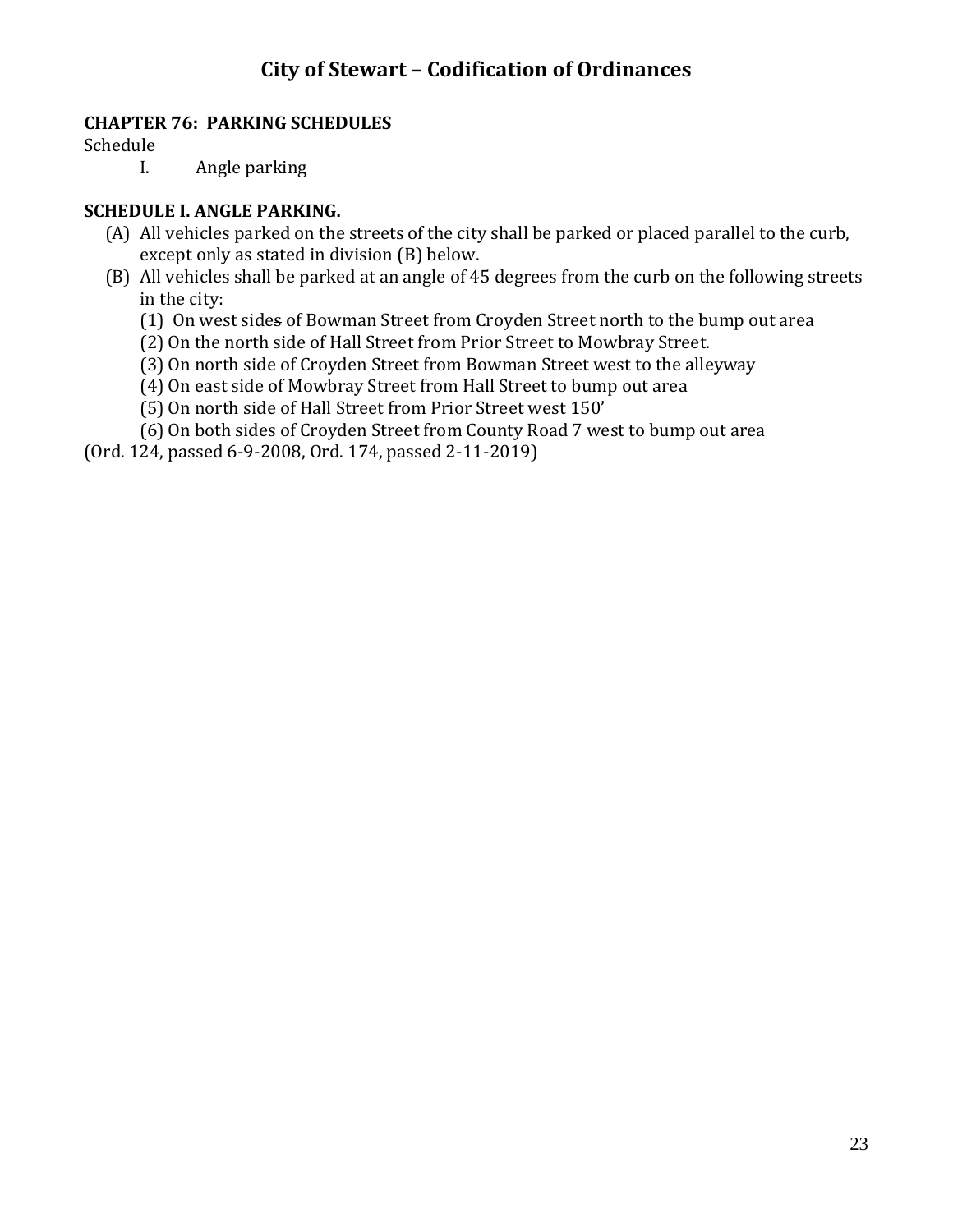# City of Stewart – Codification of Ordinances

**CHAPTER 76: PARKING SCHEDULES**

Schedule

I. Angle parking

**SCHEDULE I. ANGLE PARKING.**

(A) All vehicles parked on the streets of the city shall be parked or placed parallel to the curb, except only as stated in division (B) below.

(B) All vehicles shall be parked at an angle of 45 degrees from the curb on the following streets in the city:

(1) On west sides of Bowman Street from Croyden Street north to the bump out area

(2) On the north side of Hall Street from Prior Street to Mowbray Street.

(3) On north side of Croyden Street from Bowman Street west to the alleyway

(4) On east side of Mowbray Street from Hall Street to bump out area

(5) On north side of Hall Street from Prior Street west 150'

(6) On both sides of Croyden Street from County Road 7 west to bump out area

(Ord. 124, passed 6-9-2008, Ord. 174, passed 2-11-2019)